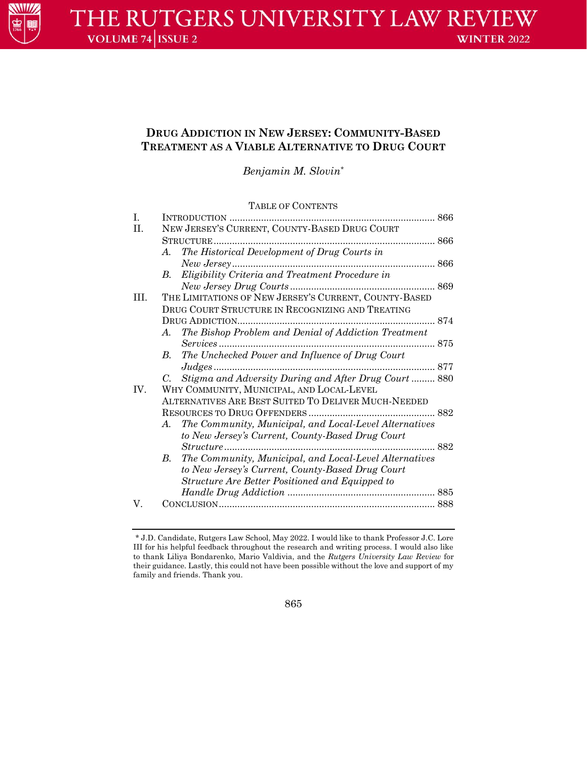# DRUG ADDICTION IN NEW JERSEY: COMMUNITY-BASED TREATMENT AS A VIABLE ALTERNATIVE TO DRUG COURT

*Benjamin M. Slovin*[*]

TABLE OF CONTENTS

| | | |
|---|---|---|
| I. | INTRODUCTION | 866 |
| II. | NEW JERSEY'S CURRENT, COUNTY-BASED DRUG COURT STRUCTURE | 866 |
| | *A. The Historical Development of Drug Courts in New Jersey* | 866 |
| | *B. Eligibility Criteria and Treatment Procedure in New Jersey Drug Courts* | 869 |
| III. | THE LIMITATIONS OF NEW JERSEY'S CURRENT, COUNTY-BASED DRUG COURT STRUCTURE IN RECOGNIZING AND TREATING DRUG ADDICTION | 874 |
| | *A. The Bishop Problem and Denial of Addiction Treatment Services* | 875 |
| | *B. The Unchecked Power and Influence of Drug Court Judges* | 877 |
| | *C. Stigma and Adversity During and After Drug Court* | 880 |
| IV. | WHY COMMUNITY, MUNICIPAL, AND LOCAL-LEVEL ALTERNATIVES ARE BEST SUITED TO DELIVER MUCH-NEEDED RESOURCES TO DRUG OFFENDERS | 882 |
| | *A. The Community, Municipal, and Local-Level Alternatives to New Jersey's Current, County-Based Drug Court Structure* | 882 |
| | *B. The Community, Municipal, and Local-Level Alternatives to New Jersey's Current, County-Based Drug Court Structure Are Better Positioned and Equipped to Handle Drug Addiction* | 885 |
| V. | CONCLUSION | 888 |

[*] J.D. Candidate, Rutgers Law School, May 2022. I would like to thank Professor J.C. Lore III for his helpful feedback throughout the research and writing process. I would also like to thank Liliya Bondarenko, Mario Valdivia, and the *Rutgers University Law Review* for their guidance. Lastly, this could not have been possible without the love and support of my family and friends. Thank you.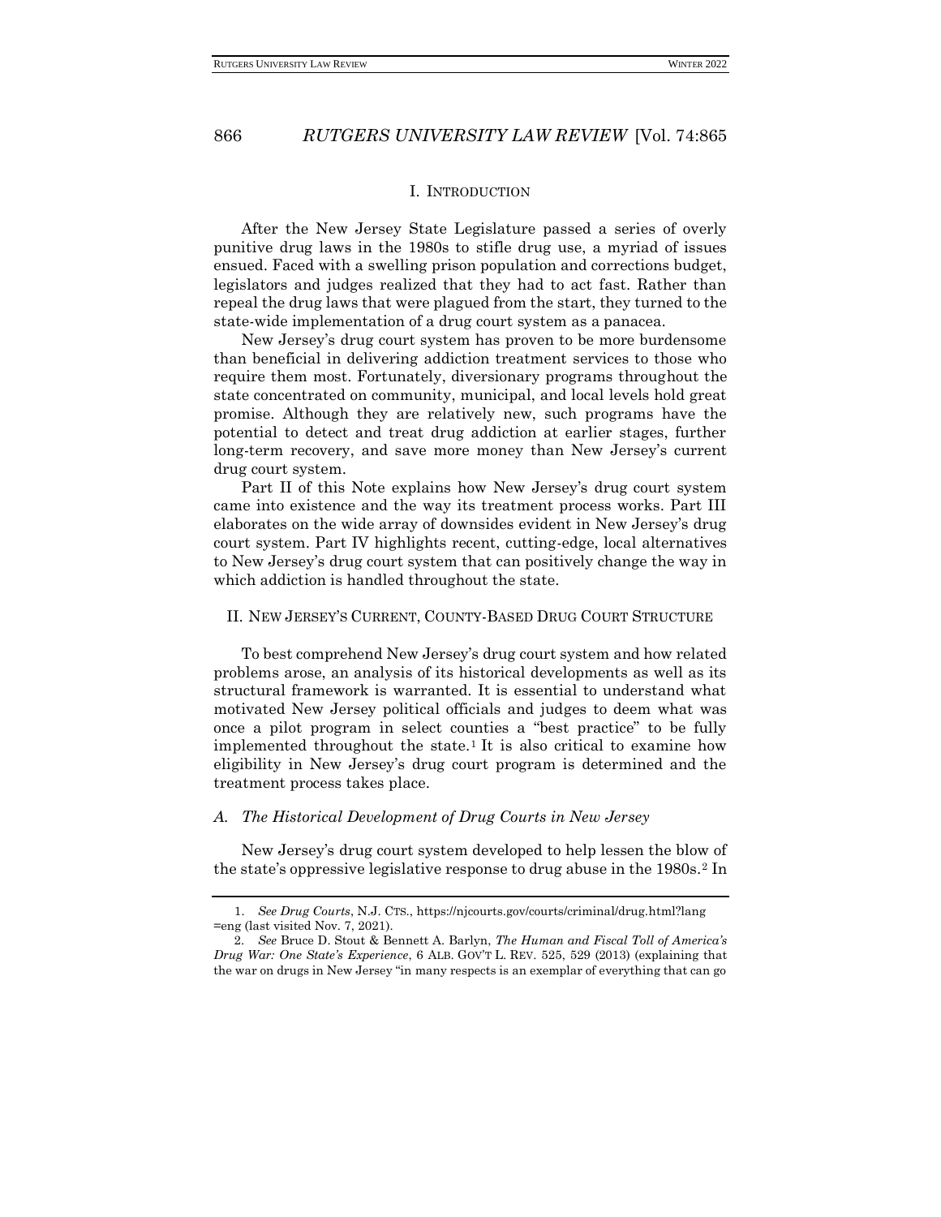## I. INTRODUCTION

After the New Jersey State Legislature passed a series of overly punitive drug laws in the 1980s to stifle drug use, a myriad of issues ensued. Faced with a swelling prison population and corrections budget, legislators and judges realized that they had to act fast. Rather than repeal the drug laws that were plagued from the start, they turned to the state-wide implementation of a drug court system as a panacea.

New Jersey's drug court system has proven to be more burdensome than beneficial in delivering addiction treatment services to those who require them most. Fortunately, diversionary programs throughout the state concentrated on community, municipal, and local levels hold great promise. Although they are relatively new, such programs have the potential to detect and treat drug addiction at earlier stages, further long-term recovery, and save more money than New Jersey's current drug court system.

Part II of this Note explains how New Jersey's drug court system came into existence and the way its treatment process works. Part III elaborates on the wide array of downsides evident in New Jersey's drug court system. Part IV highlights recent, cutting-edge, local alternatives to New Jersey's drug court system that can positively change the way in which addiction is handled throughout the state.

## II. NEW JERSEY'S CURRENT, COUNTY-BASED DRUG COURT STRUCTURE

To best comprehend New Jersey's drug court system and how related problems arose, an analysis of its historical developments as well as its structural framework is warranted. It is essential to understand what motivated New Jersey political officials and judges to deem what was once a pilot program in select counties a "best practice" to be fully implemented throughout the state.[1] It is also critical to examine how eligibility in New Jersey's drug court program is determined and the treatment process takes place.

### *A. The Historical Development of Drug Courts in New Jersey*

New Jersey's drug court system developed to help lessen the blow of the state's oppressive legislative response to drug abuse in the 1980s.[2] In

---

1. *See Drug Courts*, N.J. CTS., https://njcourts.gov/courts/criminal/drug.html?lang=eng (last visited Nov. 7, 2021).

2. *See* Bruce D. Stout & Bennett A. Barlyn, *The Human and Fiscal Toll of America's Drug War: One State's Experience*, 6 ALB. GOV'T L. REV. 525, 529 (2013) (explaining that the war on drugs in New Jersey "in many respects is an exemplar of everything that can go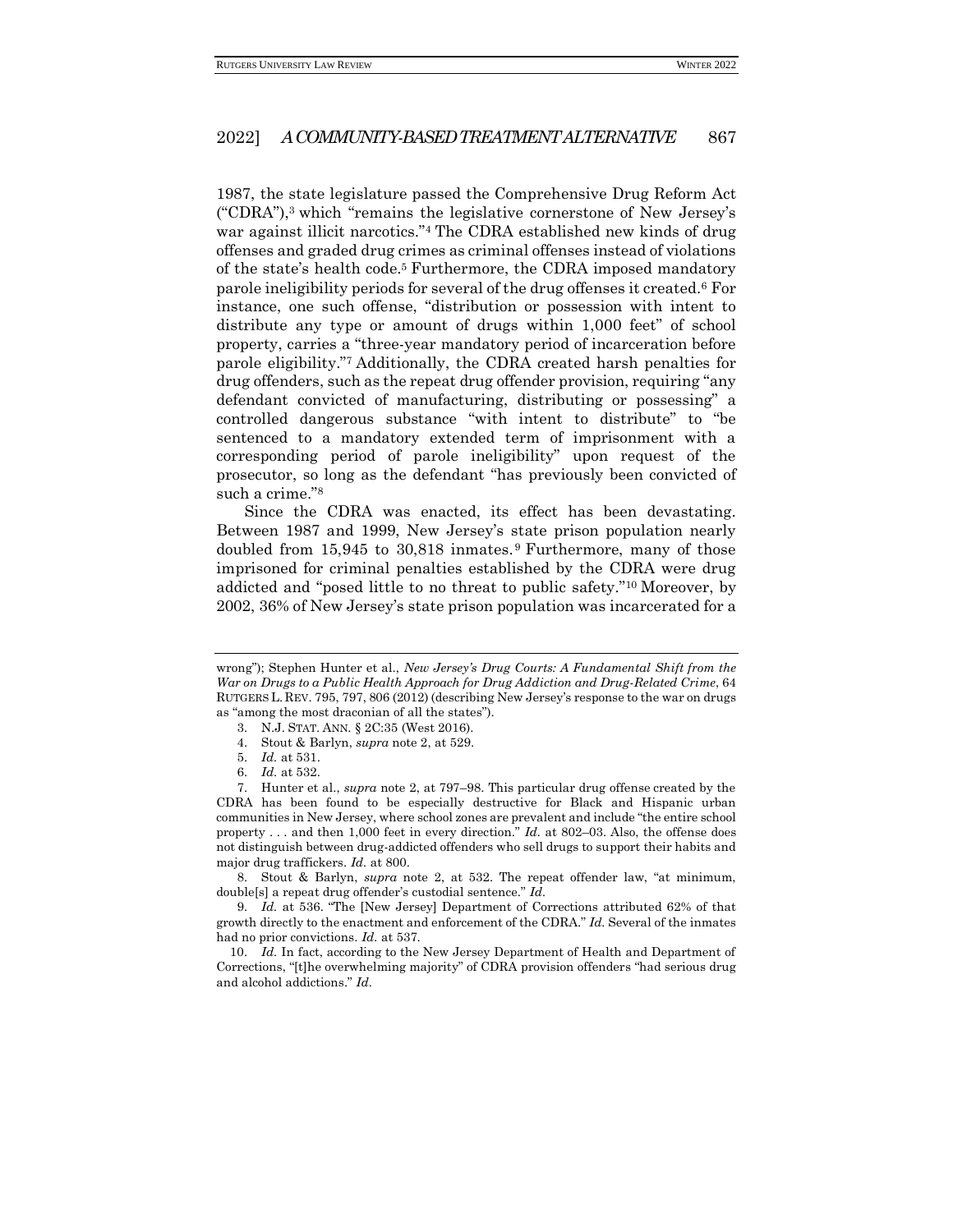1987, the state legislature passed the Comprehensive Drug Reform Act ("CDRA"),[3] which "remains the legislative cornerstone of New Jersey's war against illicit narcotics."[4] The CDRA established new kinds of drug offenses and graded drug crimes as criminal offenses instead of violations of the state's health code.[5] Furthermore, the CDRA imposed mandatory parole ineligibility periods for several of the drug offenses it created.[6] For instance, one such offense, "distribution or possession with intent to distribute any type or amount of drugs within 1,000 feet" of school property, carries a "three-year mandatory period of incarceration before parole eligibility."[7] Additionally, the CDRA created harsh penalties for drug offenders, such as the repeat drug offender provision, requiring "any defendant convicted of manufacturing, distributing or possessing" a controlled dangerous substance "with intent to distribute" to "be sentenced to a mandatory extended term of imprisonment with a corresponding period of parole ineligibility" upon request of the prosecutor, so long as the defendant "has previously been convicted of such a crime."[8]

Since the CDRA was enacted, its effect has been devastating. Between 1987 and 1999, New Jersey's state prison population nearly doubled from 15,945 to 30,818 inmates.[9] Furthermore, many of those imprisoned for criminal penalties established by the CDRA were drug addicted and "posed little to no threat to public safety."[10] Moreover, by 2002, 36% of New Jersey's state prison population was incarcerated for a

---

wrong"); Stephen Hunter et al., *New Jersey's Drug Courts: A Fundamental Shift from the War on Drugs to a Public Health Approach for Drug Addiction and Drug-Related Crime*, 64 RUTGERS L. REV. 795, 797, 806 (2012) (describing New Jersey's response to the war on drugs as "among the most draconian of all the states").

3. N.J. STAT. ANN. § 2C:35 (West 2016).

4. Stout & Barlyn, *supra* note 2, at 529.

5. *Id.* at 531.

6. *Id.* at 532.

7. Hunter et al., *supra* note 2, at 797–98. This particular drug offense created by the CDRA has been found to be especially destructive for Black and Hispanic urban communities in New Jersey, where school zones are prevalent and include "the entire school property . . . and then 1,000 feet in every direction." *Id.* at 802–03. Also, the offense does not distinguish between drug-addicted offenders who sell drugs to support their habits and major drug traffickers. *Id.* at 800.

8. Stout & Barlyn, *supra* note 2, at 532. The repeat offender law, "at minimum, double[s] a repeat drug offender's custodial sentence." *Id.*

9. *Id.* at 536. "The [New Jersey] Department of Corrections attributed 62% of that growth directly to the enactment and enforcement of the CDRA." *Id.* Several of the inmates had no prior convictions. *Id.* at 537.

10. *Id.* In fact, according to the New Jersey Department of Health and Department of Corrections, "[t]he overwhelming majority" of CDRA provision offenders "had serious drug and alcohol addictions." *Id.*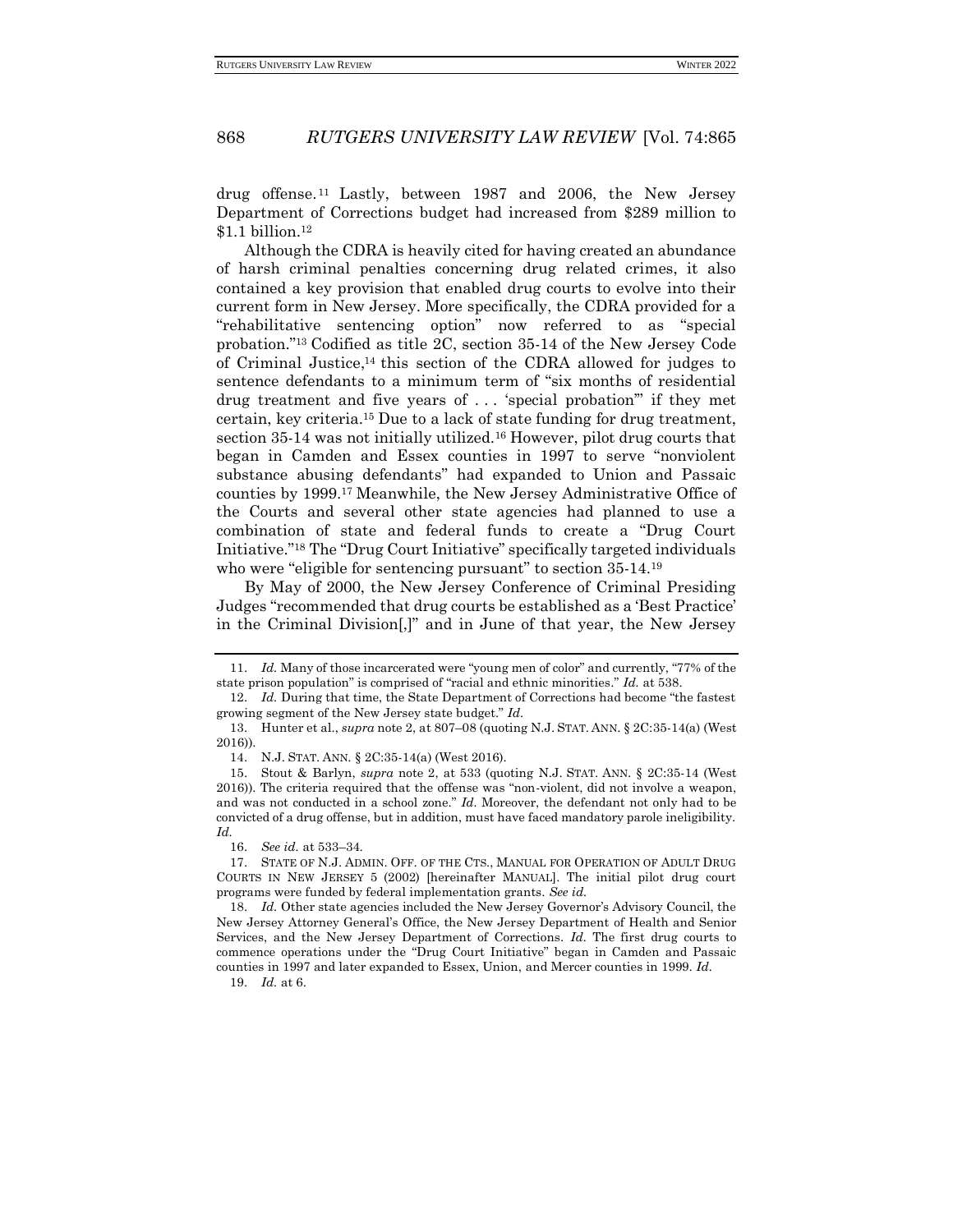drug offense.[11] Lastly, between 1987 and 2006, the New Jersey Department of Corrections budget had increased from $289 million to $1.1 billion.[12]

Although the CDRA is heavily cited for having created an abundance of harsh criminal penalties concerning drug related crimes, it also contained a key provision that enabled drug courts to evolve into their current form in New Jersey. More specifically, the CDRA provided for a "rehabilitative sentencing option" now referred to as "special probation."[13] Codified as title 2C, section 35-14 of the New Jersey Code of Criminal Justice,[14] this section of the CDRA allowed for judges to sentence defendants to a minimum term of "six months of residential drug treatment and five years of . . . 'special probation'" if they met certain, key criteria.[15] Due to a lack of state funding for drug treatment, section 35-14 was not initially utilized.[16] However, pilot drug courts that began in Camden and Essex counties in 1997 to serve "nonviolent substance abusing defendants" had expanded to Union and Passaic counties by 1999.[17] Meanwhile, the New Jersey Administrative Office of the Courts and several other state agencies had planned to use a combination of state and federal funds to create a "Drug Court Initiative."[18] The "Drug Court Initiative" specifically targeted individuals who were "eligible for sentencing pursuant" to section 35-14.[19]

By May of 2000, the New Jersey Conference of Criminal Presiding Judges "recommended that drug courts be established as a 'Best Practice' in the Criminal Division[,]" and in June of that year, the New Jersey

---

11. *Id.* Many of those incarcerated were "young men of color" and currently, "77% of the state prison population" is comprised of "racial and ethnic minorities." *Id.* at 538.

12. *Id.* During that time, the State Department of Corrections had become "the fastest growing segment of the New Jersey state budget." *Id.*

13. Hunter et al., *supra* note 2, at 807–08 (quoting N.J. STAT. ANN. § 2C:35-14(a) (West 2016)).

14. N.J. STAT. ANN. § 2C:35-14(a) (West 2016).

15. Stout & Barlyn, *supra* note 2, at 533 (quoting N.J. STAT. ANN. § 2C:35-14 (West 2016)). The criteria required that the offense was "non-violent, did not involve a weapon, and was not conducted in a school zone." *Id.* Moreover, the defendant not only had to be convicted of a drug offense, but in addition, must have faced mandatory parole ineligibility. *Id.*

16. *See id.* at 533–34.

17. STATE OF N.J. ADMIN. OFF. OF THE CTS., MANUAL FOR OPERATION OF ADULT DRUG COURTS IN NEW JERSEY 5 (2002) [hereinafter MANUAL]. The initial pilot drug court programs were funded by federal implementation grants. *See id.*

18. *Id.* Other state agencies included the New Jersey Governor's Advisory Council, the New Jersey Attorney General's Office, the New Jersey Department of Health and Senior Services, and the New Jersey Department of Corrections. *Id.* The first drug courts to commence operations under the "Drug Court Initiative" began in Camden and Passaic counties in 1997 and later expanded to Essex, Union, and Mercer counties in 1999. *Id.*

19. *Id.* at 6.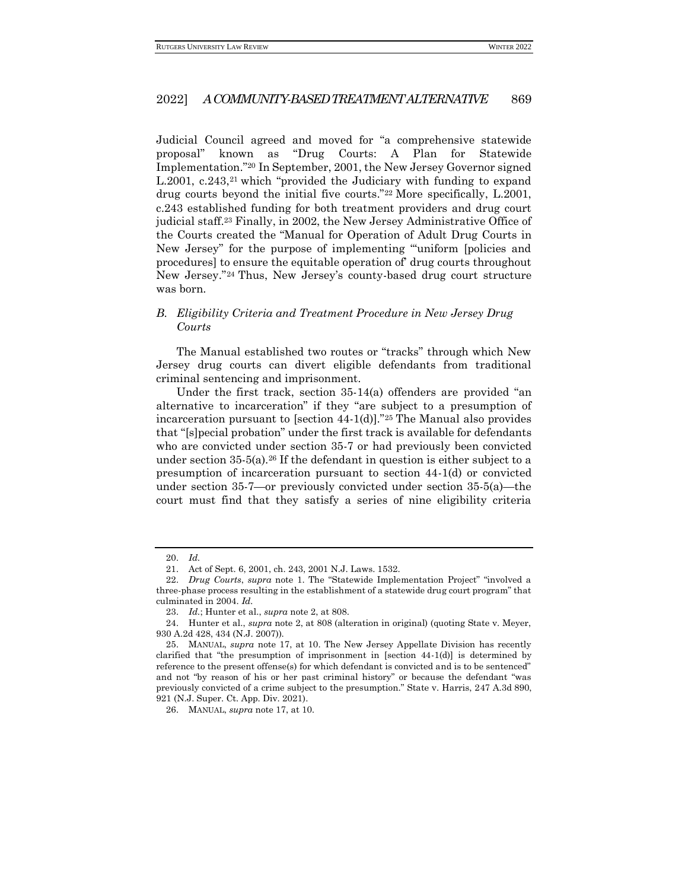Judicial Council agreed and moved for "a comprehensive statewide proposal" known as "Drug Courts: A Plan for Statewide Implementation."[20] In September, 2001, the New Jersey Governor signed L.2001, c.243,[21] which "provided the Judiciary with funding to expand drug courts beyond the initial five courts."[22] More specifically, L.2001, c.243 established funding for both treatment providers and drug court judicial staff.[23] Finally, in 2002, the New Jersey Administrative Office of the Courts created the "Manual for Operation of Adult Drug Courts in New Jersey" for the purpose of implementing "'uniform [policies and procedures] to ensure the equitable operation of' drug courts throughout New Jersey."[24] Thus, New Jersey's county-based drug court structure was born.

### *B. Eligibility Criteria and Treatment Procedure in New Jersey Drug Courts*

The Manual established two routes or "tracks" through which New Jersey drug courts can divert eligible defendants from traditional criminal sentencing and imprisonment.

Under the first track, section 35-14(a) offenders are provided "an alternative to incarceration" if they "are subject to a presumption of incarceration pursuant to [section 44-1(d)]."[25] The Manual also provides that "[s]pecial probation" under the first track is available for defendants who are convicted under section 35-7 or had previously been convicted under section 35-5(a).[26] If the defendant in question is either subject to a presumption of incarceration pursuant to section 44-1(d) or convicted under section 35-7—or previously convicted under section 35-5(a)—the court must find that they satisfy a series of nine eligibility criteria

---

20. *Id.*

21. Act of Sept. 6, 2001, ch. 243, 2001 N.J. Laws. 1532.

22. *Drug Courts*, *supra* note 1. The "Statewide Implementation Project" "involved a three-phase process resulting in the establishment of a statewide drug court program" that culminated in 2004. *Id.*

23. *Id.*; Hunter et al., *supra* note 2, at 808.

24. Hunter et al., *supra* note 2, at 808 (alteration in original) (quoting State v. Meyer, 930 A.2d 428, 434 (N.J. 2007)).

25. MANUAL, *supra* note 17, at 10. The New Jersey Appellate Division has recently clarified that "the presumption of imprisonment in [section 44-1(d)] is determined by reference to the present offense(s) for which defendant is convicted and is to be sentenced" and not "by reason of his or her past criminal history" or because the defendant "was previously convicted of a crime subject to the presumption." State v. Harris, 247 A.3d 890, 921 (N.J. Super. Ct. App. Div. 2021).

26. MANUAL, *supra* note 17, at 10.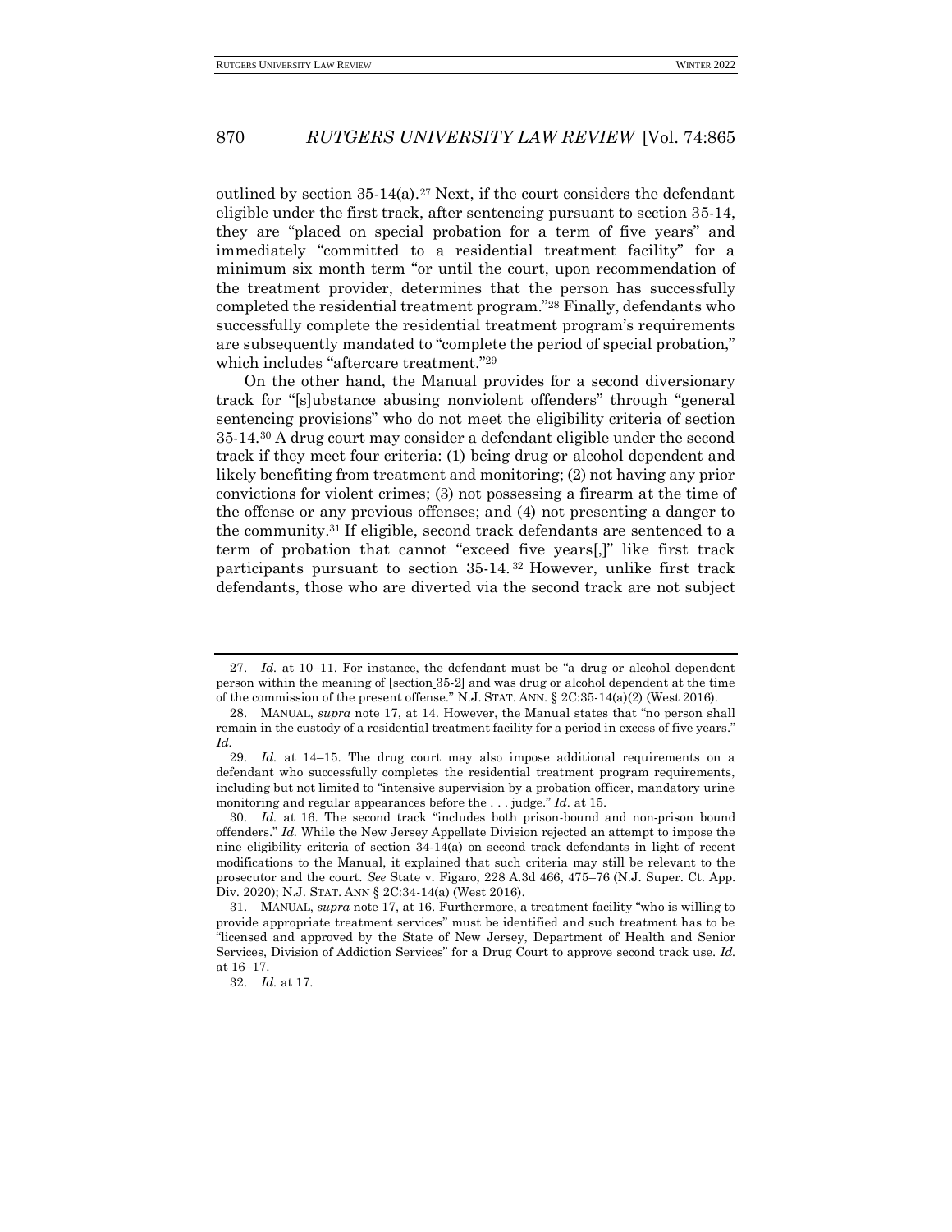outlined by section 35-14(a).[27] Next, if the court considers the defendant eligible under the first track, after sentencing pursuant to section 35-14, they are "placed on special probation for a term of five years" and immediately "committed to a residential treatment facility" for a minimum six month term "or until the court, upon recommendation of the treatment provider, determines that the person has successfully completed the residential treatment program."[28] Finally, defendants who successfully complete the residential treatment program's requirements are subsequently mandated to "complete the period of special probation," which includes "aftercare treatment."[29]

On the other hand, the Manual provides for a second diversionary track for "[s]ubstance abusing nonviolent offenders" through "general sentencing provisions" who do not meet the eligibility criteria of section 35-14.[30] A drug court may consider a defendant eligible under the second track if they meet four criteria: (1) being drug or alcohol dependent and likely benefiting from treatment and monitoring; (2) not having any prior convictions for violent crimes; (3) not possessing a firearm at the time of the offense or any previous offenses; and (4) not presenting a danger to the community.[31] If eligible, second track defendants are sentenced to a term of probation that cannot "exceed five years[,]" like first track participants pursuant to section 35-14.[32] However, unlike first track defendants, those who are diverted via the second track are not subject

---

27. *Id.* at 10–11. For instance, the defendant must be "a drug or alcohol dependent person within the meaning of [section 35-2] and was drug or alcohol dependent at the time of the commission of the present offense." N.J. STAT. ANN. § 2C:35-14(a)(2) (West 2016).

28. MANUAL, *supra* note 17, at 14. However, the Manual states that "no person shall remain in the custody of a residential treatment facility for a period in excess of five years." *Id.*

29. *Id.* at 14–15. The drug court may also impose additional requirements on a defendant who successfully completes the residential treatment program requirements, including but not limited to "intensive supervision by a probation officer, mandatory urine monitoring and regular appearances before the . . . judge." *Id.* at 15.

30. *Id.* at 16. The second track "includes both prison-bound and non-prison bound offenders." *Id.* While the New Jersey Appellate Division rejected an attempt to impose the nine eligibility criteria of section 34-14(a) on second track defendants in light of recent modifications to the Manual, it explained that such criteria may still be relevant to the prosecutor and the court. *See* State v. Figaro, 228 A.3d 466, 475–76 (N.J. Super. Ct. App. Div. 2020); N.J. STAT. ANN § 2C:34-14(a) (West 2016).

31. MANUAL, *supra* note 17, at 16. Furthermore, a treatment facility "who is willing to provide appropriate treatment services" must be identified and such treatment has to be "licensed and approved by the State of New Jersey, Department of Health and Senior Services, Division of Addiction Services" for a Drug Court to approve second track use. *Id.* at 16–17.

32. *Id.* at 17.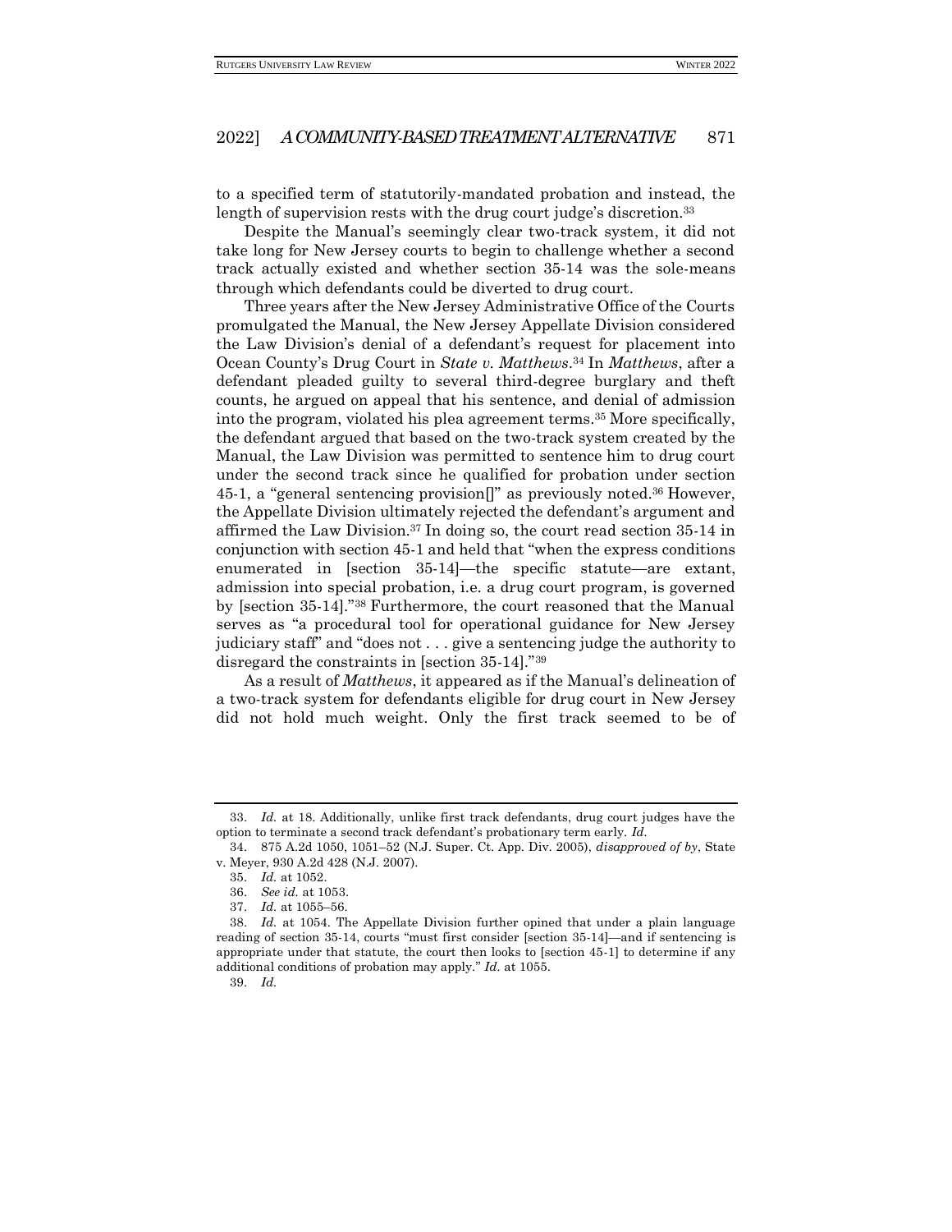to a specified term of statutorily-mandated probation and instead, the length of supervision rests with the drug court judge's discretion.[33]

Despite the Manual's seemingly clear two-track system, it did not take long for New Jersey courts to begin to challenge whether a second track actually existed and whether section 35-14 was the sole-means through which defendants could be diverted to drug court.

Three years after the New Jersey Administrative Office of the Courts promulgated the Manual, the New Jersey Appellate Division considered the Law Division's denial of a defendant's request for placement into Ocean County's Drug Court in *State v. Matthews*.[34] In *Matthews*, after a defendant pleaded guilty to several third-degree burglary and theft counts, he argued on appeal that his sentence, and denial of admission into the program, violated his plea agreement terms.[35] More specifically, the defendant argued that based on the two-track system created by the Manual, the Law Division was permitted to sentence him to drug court under the second track since he qualified for probation under section 45-1, a "general sentencing provision[]" as previously noted.[36] However, the Appellate Division ultimately rejected the defendant's argument and affirmed the Law Division.[37] In doing so, the court read section 35-14 in conjunction with section 45-1 and held that "when the express conditions enumerated in [section 35-14]—the specific statute—are extant, admission into special probation, i.e. a drug court program, is governed by [section 35-14]."[38] Furthermore, the court reasoned that the Manual serves as "a procedural tool for operational guidance for New Jersey judiciary staff" and "does not . . . give a sentencing judge the authority to disregard the constraints in [section 35-14]."[39]

As a result of *Matthews*, it appeared as if the Manual's delineation of a two-track system for defendants eligible for drug court in New Jersey did not hold much weight. Only the first track seemed to be of

---

33. *Id.* at 18. Additionally, unlike first track defendants, drug court judges have the option to terminate a second track defendant's probationary term early. *Id.*

34. 875 A.2d 1050, 1051–52 (N.J. Super. Ct. App. Div. 2005), *disapproved of by*, State v. Meyer, 930 A.2d 428 (N.J. 2007).

35. *Id.* at 1052.

36. *See id.* at 1053.

37. *Id.* at 1055–56.

38. *Id.* at 1054. The Appellate Division further opined that under a plain language reading of section 35-14, courts "must first consider [section 35-14]—and if sentencing is appropriate under that statute, the court then looks to [section 45-1] to determine if any additional conditions of probation may apply." *Id.* at 1055.

39. *Id.*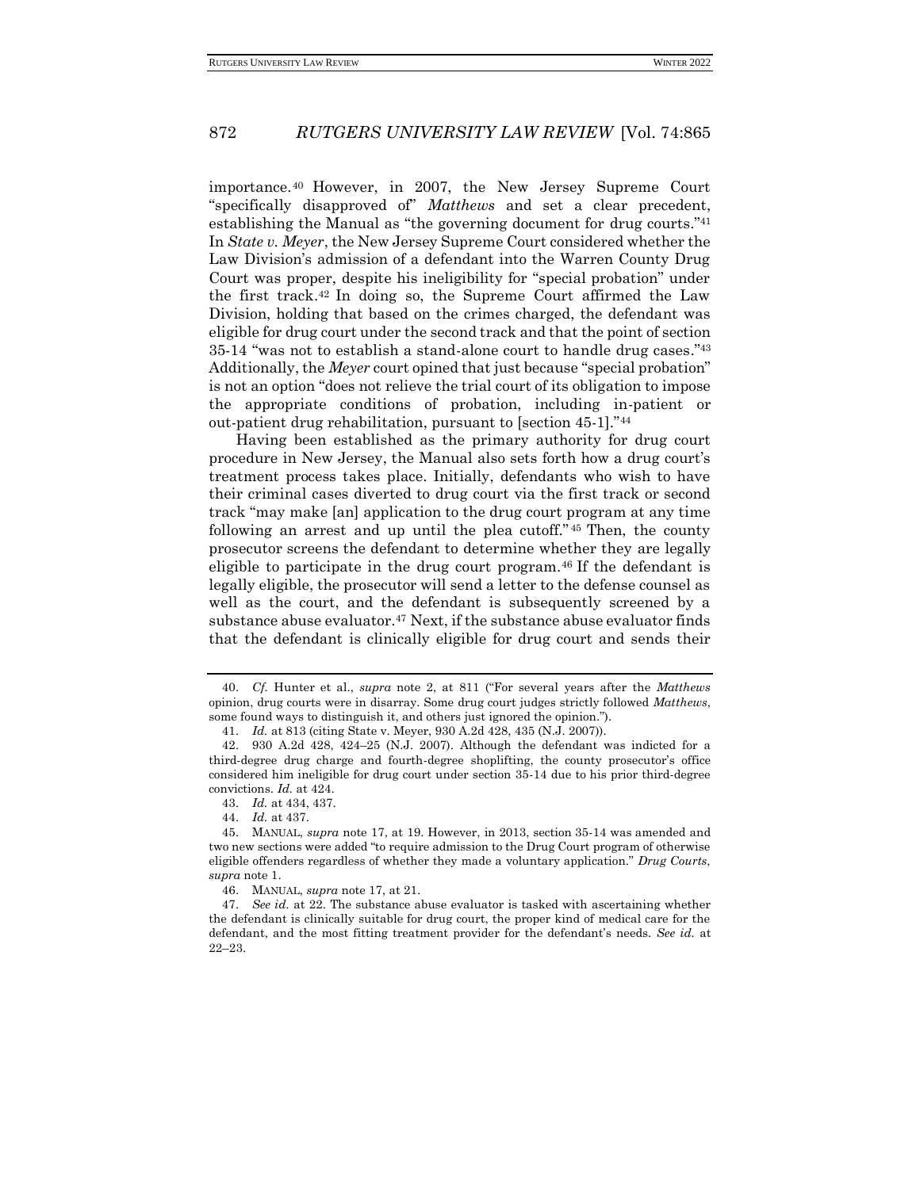importance.[40] However, in 2007, the New Jersey Supreme Court "specifically disapproved of" *Matthews* and set a clear precedent, establishing the Manual as "the governing document for drug courts."[41] In *State v. Meyer*, the New Jersey Supreme Court considered whether the Law Division's admission of a defendant into the Warren County Drug Court was proper, despite his ineligibility for "special probation" under the first track.[42] In doing so, the Supreme Court affirmed the Law Division, holding that based on the crimes charged, the defendant was eligible for drug court under the second track and that the point of section 35-14 "was not to establish a stand-alone court to handle drug cases."[43] Additionally, the *Meyer* court opined that just because "special probation" is not an option "does not relieve the trial court of its obligation to impose the appropriate conditions of probation, including in-patient or out-patient drug rehabilitation, pursuant to [section 45-1]."[44]

Having been established as the primary authority for drug court procedure in New Jersey, the Manual also sets forth how a drug court's treatment process takes place. Initially, defendants who wish to have their criminal cases diverted to drug court via the first track or second track "may make [an] application to the drug court program at any time following an arrest and up until the plea cutoff."[45] Then, the county prosecutor screens the defendant to determine whether they are legally eligible to participate in the drug court program.[46] If the defendant is legally eligible, the prosecutor will send a letter to the defense counsel as well as the court, and the defendant is subsequently screened by a substance abuse evaluator.[47] Next, if the substance abuse evaluator finds that the defendant is clinically eligible for drug court and sends their

---

40. *Cf.* Hunter et al., *supra* note 2, at 811 ("For several years after the *Matthews* opinion, drug courts were in disarray. Some drug court judges strictly followed *Matthews*, some found ways to distinguish it, and others just ignored the opinion.").

41. *Id.* at 813 (citing State v. Meyer, 930 A.2d 428, 435 (N.J. 2007)).

42. 930 A.2d 428, 424–25 (N.J. 2007). Although the defendant was indicted for a third-degree drug charge and fourth-degree shoplifting, the county prosecutor's office considered him ineligible for drug court under section 35-14 due to his prior third-degree convictions. *Id.* at 424.

43. *Id.* at 434, 437.

44. *Id.* at 437.

45. MANUAL, *supra* note 17, at 19. However, in 2013, section 35-14 was amended and two new sections were added "to require admission to the Drug Court program of otherwise eligible offenders regardless of whether they made a voluntary application." *Drug Courts*, *supra* note 1.

46. MANUAL, *supra* note 17, at 21.

47. *See id.* at 22. The substance abuse evaluator is tasked with ascertaining whether the defendant is clinically suitable for drug court, the proper kind of medical care for the defendant, and the most fitting treatment provider for the defendant's needs. *See id.* at 22–23.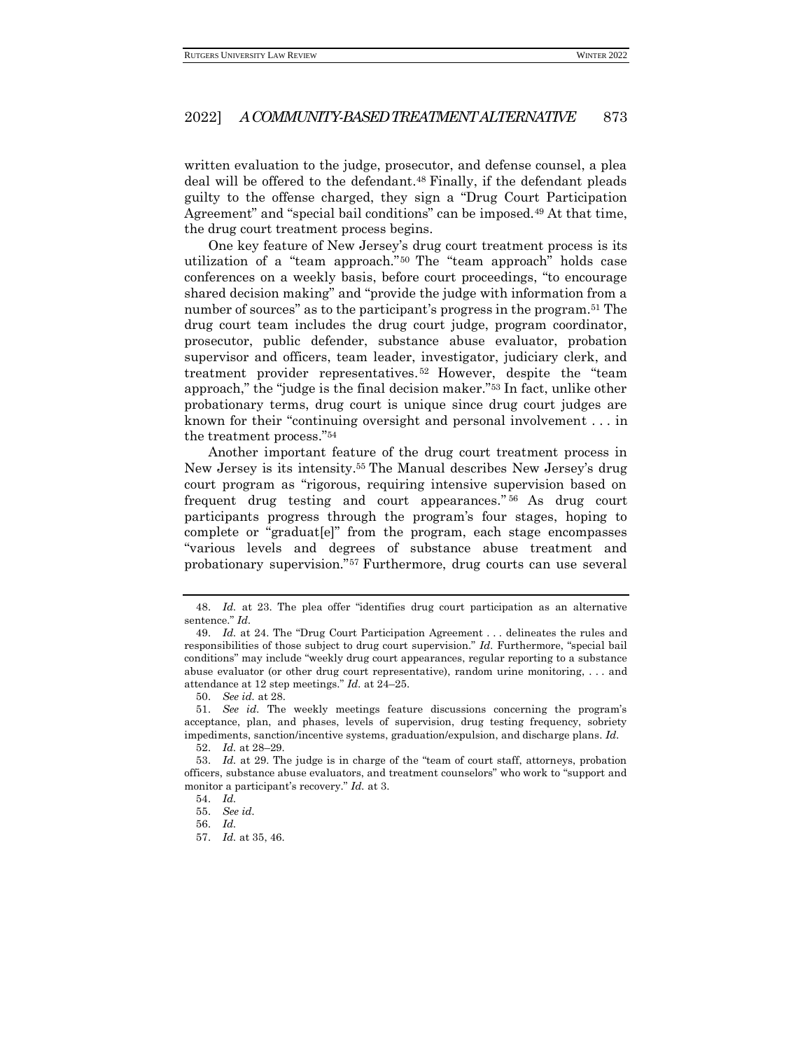written evaluation to the judge, prosecutor, and defense counsel, a plea deal will be offered to the defendant.[48] Finally, if the defendant pleads guilty to the offense charged, they sign a "Drug Court Participation Agreement" and "special bail conditions" can be imposed.[49] At that time, the drug court treatment process begins.

One key feature of New Jersey's drug court treatment process is its utilization of a "team approach."[50] The "team approach" holds case conferences on a weekly basis, before court proceedings, "to encourage shared decision making" and "provide the judge with information from a number of sources" as to the participant's progress in the program.[51] The drug court team includes the drug court judge, program coordinator, prosecutor, public defender, substance abuse evaluator, probation supervisor and officers, team leader, investigator, judiciary clerk, and treatment provider representatives.[52] However, despite the "team approach," the "judge is the final decision maker."[53] In fact, unlike other probationary terms, drug court is unique since drug court judges are known for their "continuing oversight and personal involvement . . . in the treatment process."[54]

Another important feature of the drug court treatment process in New Jersey is its intensity.[55] The Manual describes New Jersey's drug court program as "rigorous, requiring intensive supervision based on frequent drug testing and court appearances."[56] As drug court participants progress through the program's four stages, hoping to complete or "graduat[e]" from the program, each stage encompasses "various levels and degrees of substance abuse treatment and probationary supervision."[57] Furthermore, drug courts can use several

---

48. *Id.* at 23. The plea offer "identifies drug court participation as an alternative sentence." *Id.*

49. *Id.* at 24. The "Drug Court Participation Agreement . . . delineates the rules and responsibilities of those subject to drug court supervision." *Id.* Furthermore, "special bail conditions" may include "weekly drug court appearances, regular reporting to a substance abuse evaluator (or other drug court representative), random urine monitoring, . . . and attendance at 12 step meetings." *Id.* at 24–25.

50. *See id.* at 28.

51. *See id.* The weekly meetings feature discussions concerning the program's acceptance, plan, and phases, levels of supervision, drug testing frequency, sobriety impediments, sanction/incentive systems, graduation/expulsion, and discharge plans. *Id.*

52. *Id.* at 28–29.

53. *Id.* at 29. The judge is in charge of the "team of court staff, attorneys, probation officers, substance abuse evaluators, and treatment counselors" who work to "support and monitor a participant's recovery." *Id.* at 3.

54. *Id.*

55. *See id.*

56. *Id.*

57. *Id.* at 35, 46.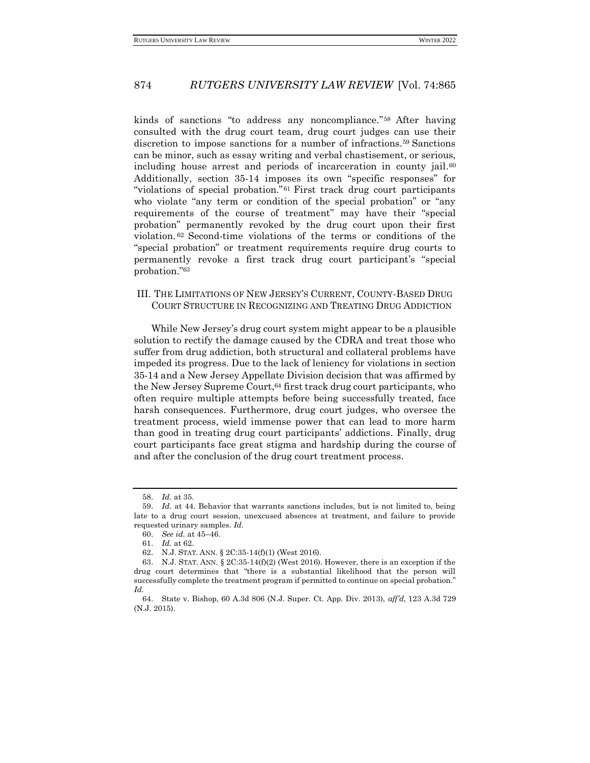kinds of sanctions "to address any noncompliance."[58] After having consulted with the drug court team, drug court judges can use their discretion to impose sanctions for a number of infractions.[59] Sanctions can be minor, such as essay writing and verbal chastisement, or serious, including house arrest and periods of incarceration in county jail.[60] Additionally, section 35-14 imposes its own "specific responses" for "violations of special probation."[61] First track drug court participants who violate "any term or condition of the special probation" or "any requirements of the course of treatment" may have their "special probation" permanently revoked by the drug court upon their first violation.[62] Second-time violations of the terms or conditions of the "special probation" or treatment requirements require drug courts to permanently revoke a first track drug court participant's "special probation."[63]

## III. The Limitations of New Jersey's Current, County-Based Drug Court Structure in Recognizing and Treating Drug Addiction

While New Jersey's drug court system might appear to be a plausible solution to rectify the damage caused by the CDRA and treat those who suffer from drug addiction, both structural and collateral problems have impeded its progress. Due to the lack of leniency for violations in section 35-14 and a New Jersey Appellate Division decision that was affirmed by the New Jersey Supreme Court,[64] first track drug court participants, who often require multiple attempts before being successfully treated, face harsh consequences. Furthermore, drug court judges, who oversee the treatment process, wield immense power that can lead to more harm than good in treating drug court participants' addictions. Finally, drug court participants face great stigma and hardship during the course of and after the conclusion of the drug court treatment process.

---

58. *Id.* at 35.

59. *Id.* at 44. Behavior that warrants sanctions includes, but is not limited to, being late to a drug court session, unexcused absences at treatment, and failure to provide requested urinary samples. *Id.*

60. *See id.* at 45–46.

61. *Id.* at 62.

62. N.J. Stat. Ann. § 2C:35-14(f)(1) (West 2016).

63. N.J. Stat. Ann. § 2C:35-14(f)(2) (West 2016). However, there is an exception if the drug court determines that "there is a substantial likelihood that the person will successfully complete the treatment program if permitted to continue on special probation." *Id.*

64. State v. Bishop, 60 A.3d 806 (N.J. Super. Ct. App. Div. 2013), *aff'd*, 123 A.3d 729 (N.J. 2015).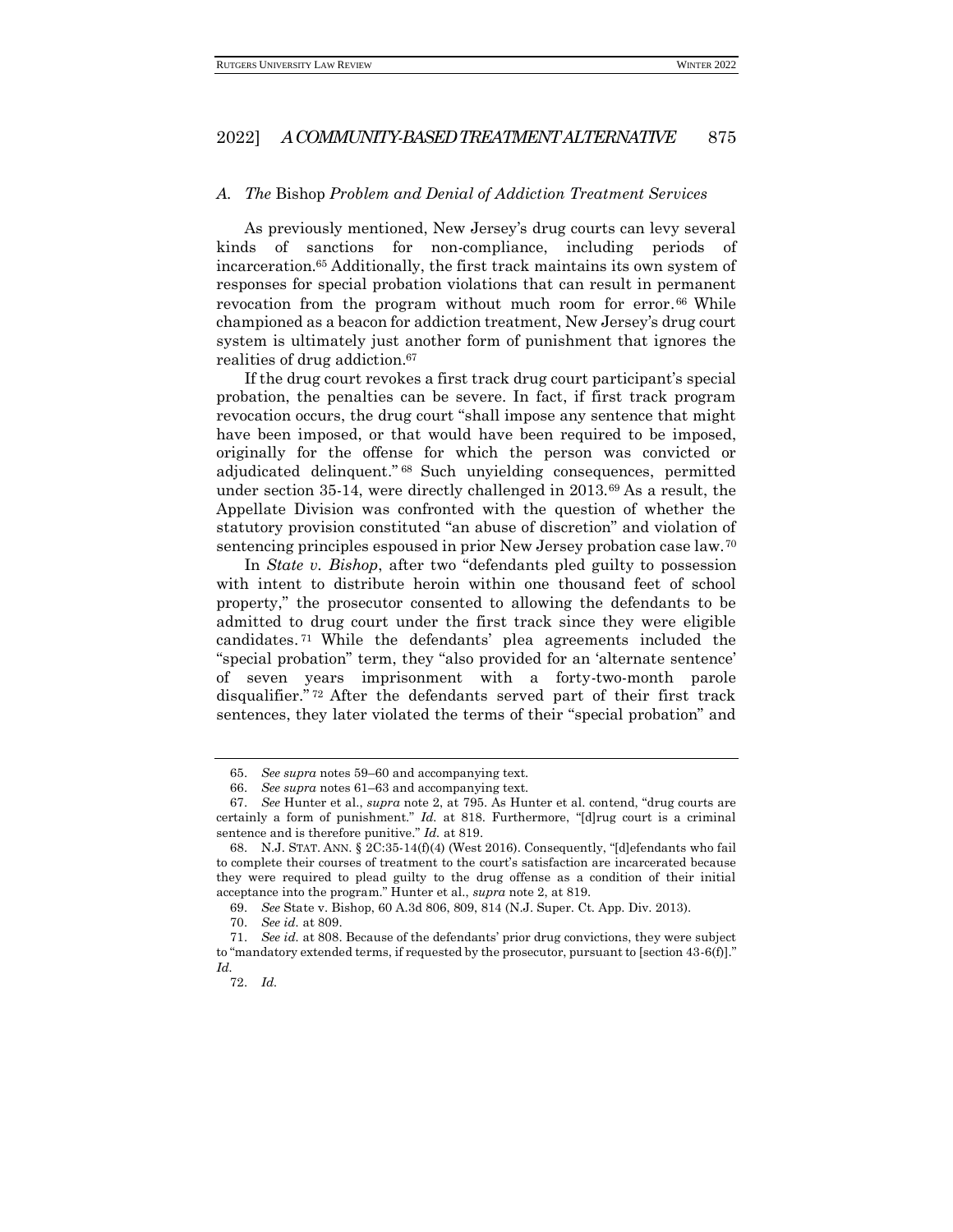### *A. The* Bishop *Problem and Denial of Addiction Treatment Services*

As previously mentioned, New Jersey's drug courts can levy several kinds of sanctions for non-compliance, including periods of incarceration.[65] Additionally, the first track maintains its own system of responses for special probation violations that can result in permanent revocation from the program without much room for error.[66] While championed as a beacon for addiction treatment, New Jersey's drug court system is ultimately just another form of punishment that ignores the realities of drug addiction.[67]

If the drug court revokes a first track drug court participant's special probation, the penalties can be severe. In fact, if first track program revocation occurs, the drug court "shall impose any sentence that might have been imposed, or that would have been required to be imposed, originally for the offense for which the person was convicted or adjudicated delinquent."[68] Such unyielding consequences, permitted under section 35-14, were directly challenged in 2013.[69] As a result, the Appellate Division was confronted with the question of whether the statutory provision constituted "an abuse of discretion" and violation of sentencing principles espoused in prior New Jersey probation case law.[70]

In *State v. Bishop*, after two "defendants pled guilty to possession with intent to distribute heroin within one thousand feet of school property," the prosecutor consented to allowing the defendants to be admitted to drug court under the first track since they were eligible candidates.[71] While the defendants' plea agreements included the "special probation" term, they "also provided for an 'alternate sentence' of seven years imprisonment with a forty-two-month parole disqualifier."[72] After the defendants served part of their first track sentences, they later violated the terms of their "special probation" and

---

65. *See supra* notes 59–60 and accompanying text.

66. *See supra* notes 61–63 and accompanying text.

67. *See* Hunter et al., *supra* note 2, at 795. As Hunter et al. contend, "drug courts are certainly a form of punishment." *Id.* at 818. Furthermore, "[d]rug court is a criminal sentence and is therefore punitive." *Id.* at 819.

68. N.J. STAT. ANN. § 2C:35-14(f)(4) (West 2016). Consequently, "[d]efendants who fail to complete their courses of treatment to the court's satisfaction are incarcerated because they were required to plead guilty to the drug offense as a condition of their initial acceptance into the program." Hunter et al., *supra* note 2, at 819.

69. *See* State v. Bishop, 60 A.3d 806, 809, 814 (N.J. Super. Ct. App. Div. 2013).

70. *See id.* at 809.

71. *See id.* at 808. Because of the defendants' prior drug convictions, they were subject to "mandatory extended terms, if requested by the prosecutor, pursuant to [section 43-6(f)]." *Id.*

72. *Id.*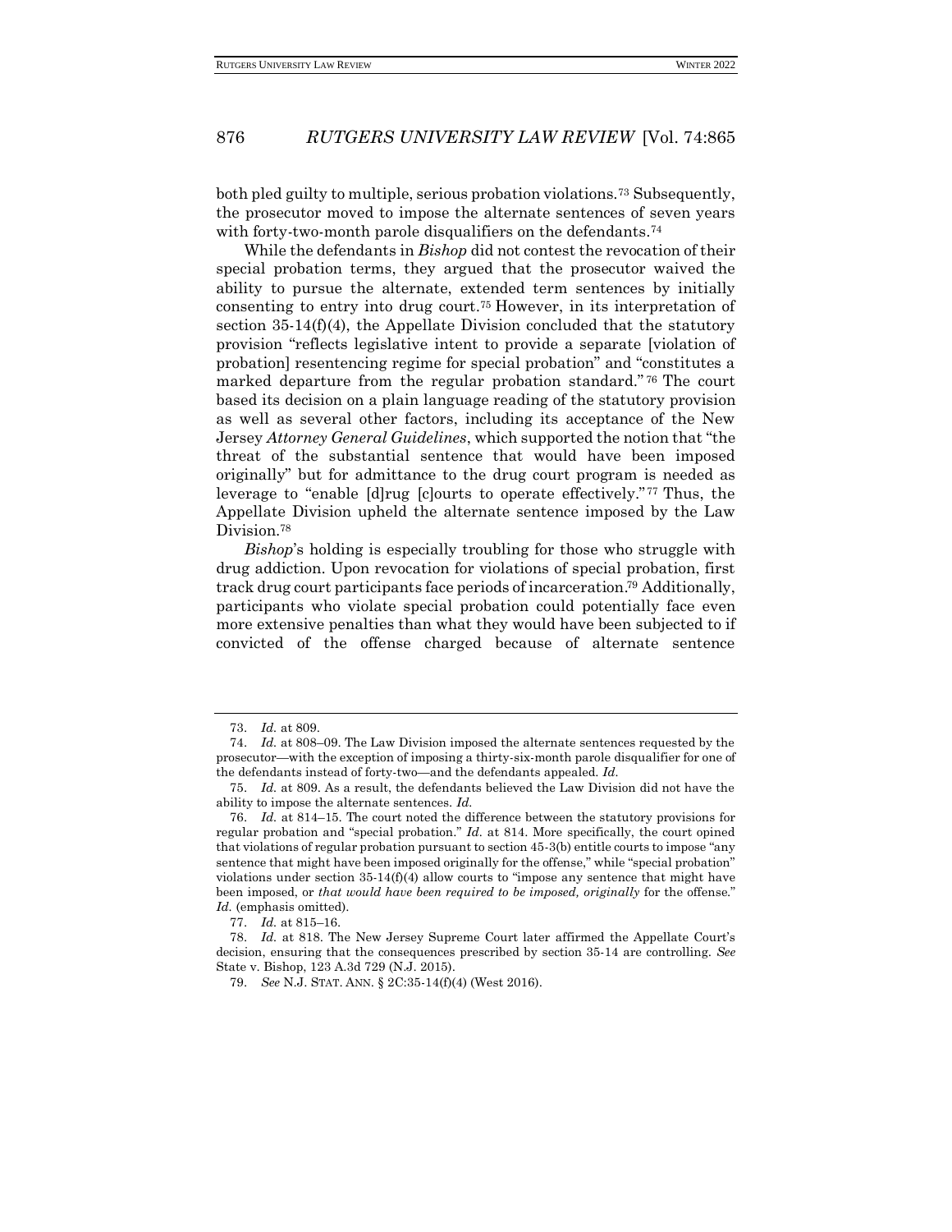both pled guilty to multiple, serious probation violations.[73] Subsequently, the prosecutor moved to impose the alternate sentences of seven years with forty-two-month parole disqualifiers on the defendants.[74]

While the defendants in *Bishop* did not contest the revocation of their special probation terms, they argued that the prosecutor waived the ability to pursue the alternate, extended term sentences by initially consenting to entry into drug court.[75] However, in its interpretation of section 35-14(f)(4), the Appellate Division concluded that the statutory provision "reflects legislative intent to provide a separate [violation of probation] resentencing regime for special probation" and "constitutes a marked departure from the regular probation standard."[76] The court based its decision on a plain language reading of the statutory provision as well as several other factors, including its acceptance of the New Jersey *Attorney General Guidelines*, which supported the notion that "the threat of the substantial sentence that would have been imposed originally" but for admittance to the drug court program is needed as leverage to "enable [d]rug [c]ourts to operate effectively."[77] Thus, the Appellate Division upheld the alternate sentence imposed by the Law Division.[78]

*Bishop*'s holding is especially troubling for those who struggle with drug addiction. Upon revocation for violations of special probation, first track drug court participants face periods of incarceration.[79] Additionally, participants who violate special probation could potentially face even more extensive penalties than what they would have been subjected to if convicted of the offense charged because of alternate sentence

---

73. *Id.* at 809.

74. *Id.* at 808–09. The Law Division imposed the alternate sentences requested by the prosecutor—with the exception of imposing a thirty-six-month parole disqualifier for one of the defendants instead of forty-two—and the defendants appealed. *Id.*

75. *Id.* at 809. As a result, the defendants believed the Law Division did not have the ability to impose the alternate sentences. *Id.*

76. *Id.* at 814–15. The court noted the difference between the statutory provisions for regular probation and "special probation." *Id.* at 814. More specifically, the court opined that violations of regular probation pursuant to section 45-3(b) entitle courts to impose "any sentence that might have been imposed originally for the offense," while "special probation" violations under section 35-14(f)(4) allow courts to "impose any sentence that might have been imposed, or *that would have been required to be imposed, originally* for the offense." *Id.* (emphasis omitted).

77. *Id.* at 815–16.

78. *Id.* at 818. The New Jersey Supreme Court later affirmed the Appellate Court's decision, ensuring that the consequences prescribed by section 35-14 are controlling. *See* State v. Bishop, 123 A.3d 729 (N.J. 2015).

79. *See* N.J. STAT. ANN. § 2C:35-14(f)(4) (West 2016).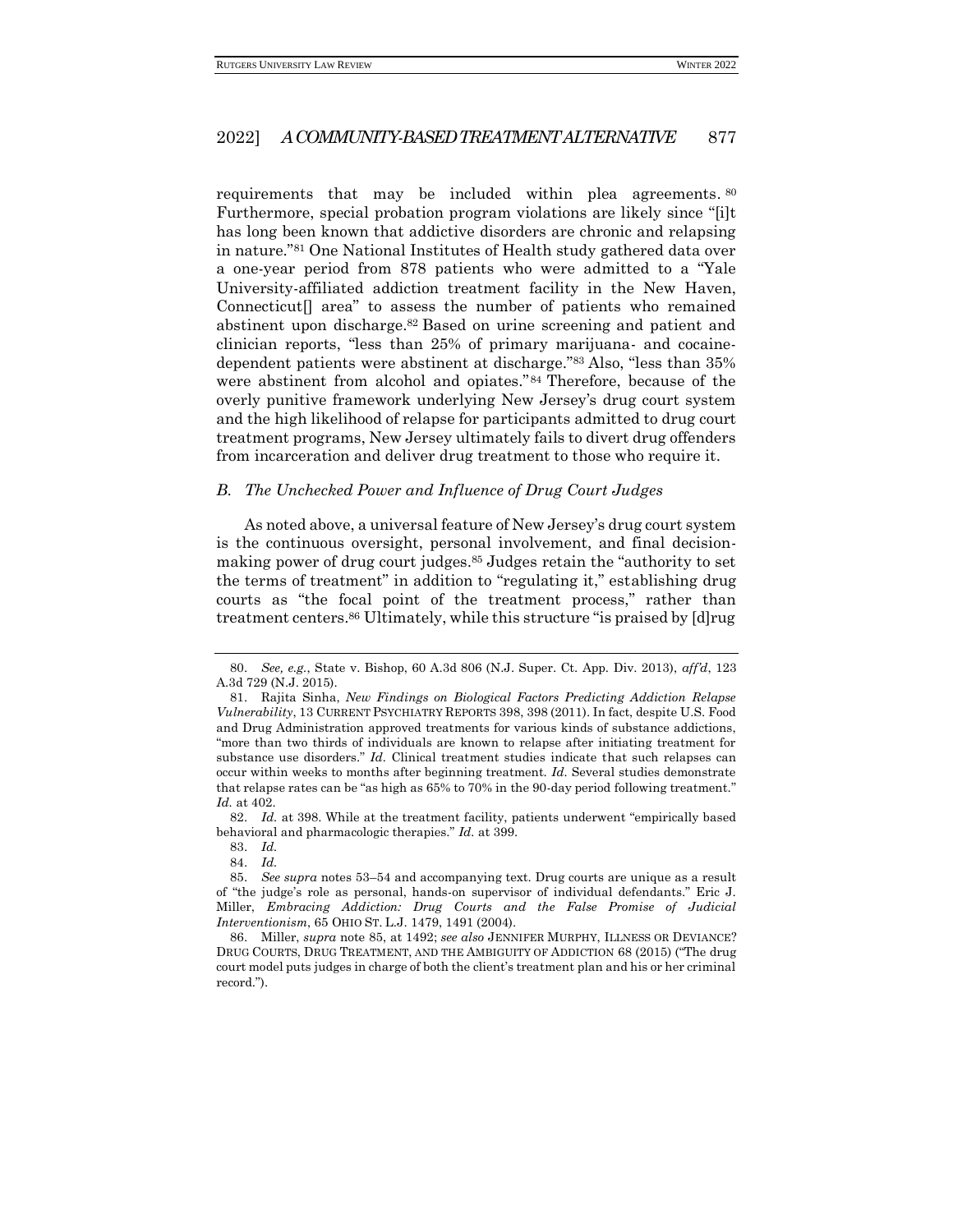requirements that may be included within plea agreements.[80] Furthermore, special probation program violations are likely since "[i]t has long been known that addictive disorders are chronic and relapsing in nature."[81] One National Institutes of Health study gathered data over a one-year period from 878 patients who were admitted to a "Yale University-affiliated addiction treatment facility in the New Haven, Connecticut[] area" to assess the number of patients who remained abstinent upon discharge.[82] Based on urine screening and patient and clinician reports, "less than 25% of primary marijuana- and cocaine-dependent patients were abstinent at discharge."[83] Also, "less than 35% were abstinent from alcohol and opiates."[84] Therefore, because of the overly punitive framework underlying New Jersey's drug court system and the high likelihood of relapse for participants admitted to drug court treatment programs, New Jersey ultimately fails to divert drug offenders from incarceration and deliver drug treatment to those who require it.

### *B. The Unchecked Power and Influence of Drug Court Judges*

As noted above, a universal feature of New Jersey's drug court system is the continuous oversight, personal involvement, and final decision-making power of drug court judges.[85] Judges retain the "authority to set the terms of treatment" in addition to "regulating it," establishing drug courts as "the focal point of the treatment process," rather than treatment centers.[86] Ultimately, while this structure "is praised by [d]rug

---

80. *See, e.g.*, State v. Bishop, 60 A.3d 806 (N.J. Super. Ct. App. Div. 2013), *aff'd*, 123 A.3d 729 (N.J. 2015).

81. Rajita Sinha, *New Findings on Biological Factors Predicting Addiction Relapse Vulnerability*, 13 CURRENT PSYCHIATRY REPORTS 398, 398 (2011). In fact, despite U.S. Food and Drug Administration approved treatments for various kinds of substance addictions, "more than two thirds of individuals are known to relapse after initiating treatment for substance use disorders." *Id.* Clinical treatment studies indicate that such relapses can occur within weeks to months after beginning treatment. *Id.* Several studies demonstrate that relapse rates can be "as high as 65% to 70% in the 90-day period following treatment." *Id.* at 402.

82. *Id.* at 398. While at the treatment facility, patients underwent "empirically based behavioral and pharmacologic therapies." *Id.* at 399.

83. *Id.*

84. *Id.*

85. *See supra* notes 53–54 and accompanying text. Drug courts are unique as a result of "the judge's role as personal, hands-on supervisor of individual defendants." Eric J. Miller, *Embracing Addiction: Drug Courts and the False Promise of Judicial Interventionism*, 65 OHIO ST. L.J. 1479, 1491 (2004).

86. Miller, *supra* note 85, at 1492; *see also* JENNIFER MURPHY, ILLNESS OR DEVIANCE? DRUG COURTS, DRUG TREATMENT, AND THE AMBIGUITY OF ADDICTION 68 (2015) ("The drug court model puts judges in charge of both the client's treatment plan and his or her criminal record.").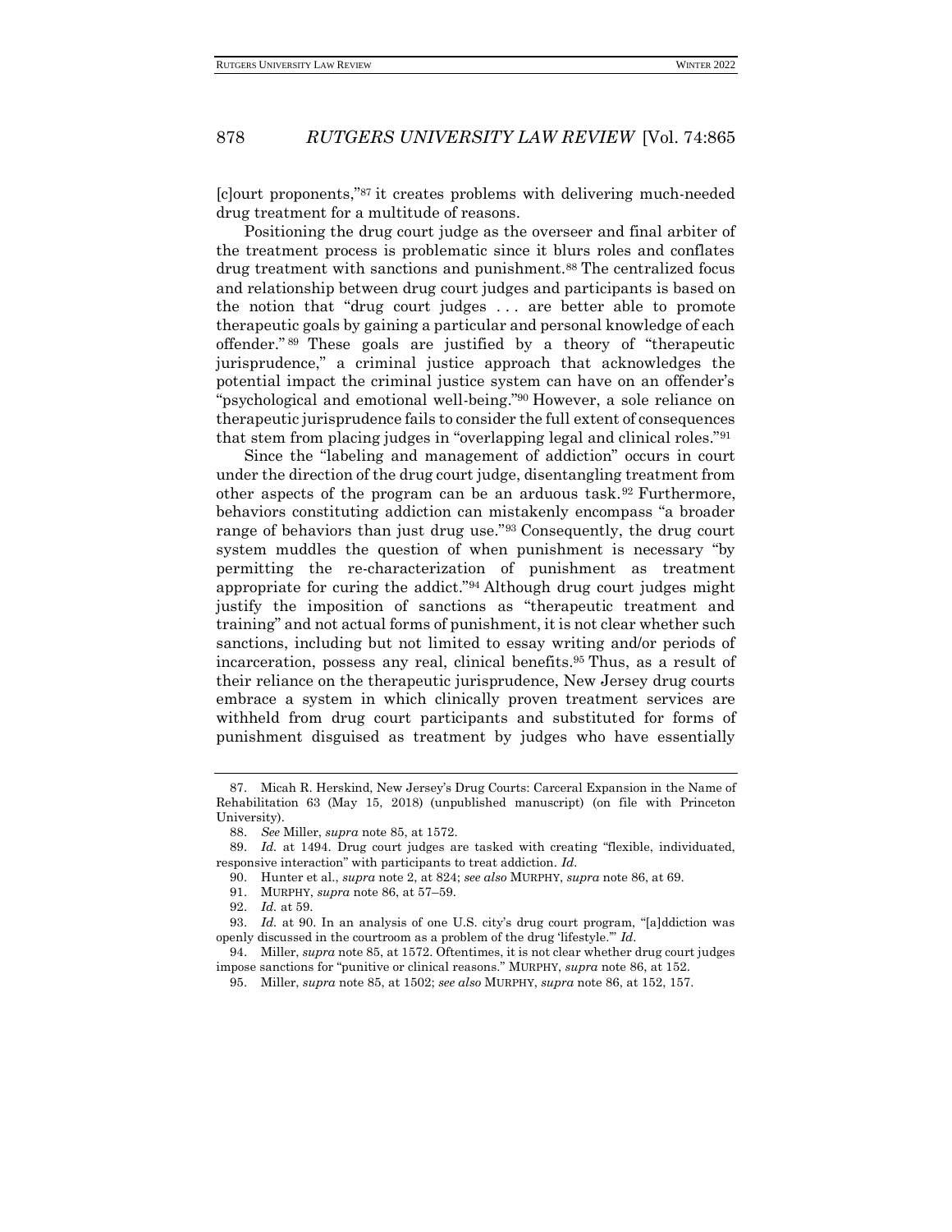[c]ourt proponents,"[87] it creates problems with delivering much-needed drug treatment for a multitude of reasons.

Positioning the drug court judge as the overseer and final arbiter of the treatment process is problematic since it blurs roles and conflates drug treatment with sanctions and punishment.[88] The centralized focus and relationship between drug court judges and participants is based on the notion that "drug court judges . . . are better able to promote therapeutic goals by gaining a particular and personal knowledge of each offender."[89] These goals are justified by a theory of "therapeutic jurisprudence," a criminal justice approach that acknowledges the potential impact the criminal justice system can have on an offender's "psychological and emotional well-being."[90] However, a sole reliance on therapeutic jurisprudence fails to consider the full extent of consequences that stem from placing judges in "overlapping legal and clinical roles."[91]

Since the "labeling and management of addiction" occurs in court under the direction of the drug court judge, disentangling treatment from other aspects of the program can be an arduous task.[92] Furthermore, behaviors constituting addiction can mistakenly encompass "a broader range of behaviors than just drug use."[93] Consequently, the drug court system muddles the question of when punishment is necessary "by permitting the re-characterization of punishment as treatment appropriate for curing the addict."[94] Although drug court judges might justify the imposition of sanctions as "therapeutic treatment and training" and not actual forms of punishment, it is not clear whether such sanctions, including but not limited to essay writing and/or periods of incarceration, possess any real, clinical benefits.[95] Thus, as a result of their reliance on the therapeutic jurisprudence, New Jersey drug courts embrace a system in which clinically proven treatment services are withheld from drug court participants and substituted for forms of punishment disguised as treatment by judges who have essentially

---

87. Micah R. Herskind, New Jersey's Drug Courts: Carceral Expansion in the Name of Rehabilitation 63 (May 15, 2018) (unpublished manuscript) (on file with Princeton University).

88. *See* Miller, *supra* note 85, at 1572.

89. *Id.* at 1494. Drug court judges are tasked with creating "flexible, individuated, responsive interaction" with participants to treat addiction. *Id.*

90. Hunter et al., *supra* note 2, at 824; *see also* MURPHY, *supra* note 86, at 69.

91. MURPHY, *supra* note 86, at 57–59.

92. *Id.* at 59.

93. *Id.* at 90. In an analysis of one U.S. city's drug court program, "[a]ddiction was openly discussed in the courtroom as a problem of the drug 'lifestyle.'" *Id.*

94. Miller, *supra* note 85, at 1572. Oftentimes, it is not clear whether drug court judges impose sanctions for "punitive or clinical reasons." MURPHY, *supra* note 86, at 152.

95. Miller, *supra* note 85, at 1502; *see also* MURPHY, *supra* note 86, at 152, 157.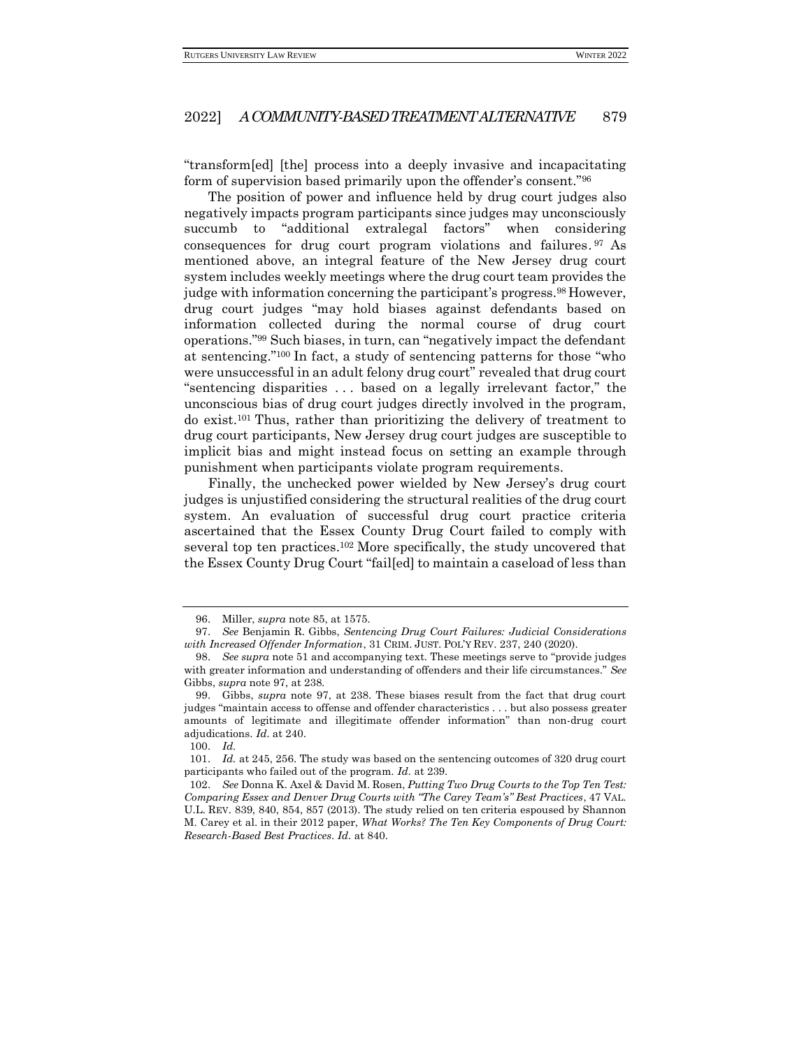"transform[ed] [the] process into a deeply invasive and incapacitating form of supervision based primarily upon the offender's consent."[96]

The position of power and influence held by drug court judges also negatively impacts program participants since judges may unconsciously succumb to "additional extralegal factors" when considering consequences for drug court program violations and failures.[97] As mentioned above, an integral feature of the New Jersey drug court system includes weekly meetings where the drug court team provides the judge with information concerning the participant's progress.[98] However, drug court judges "may hold biases against defendants based on information collected during the normal course of drug court operations."[99] Such biases, in turn, can "negatively impact the defendant at sentencing."[100] In fact, a study of sentencing patterns for those "who were unsuccessful in an adult felony drug court" revealed that drug court "sentencing disparities . . . based on a legally irrelevant factor," the unconscious bias of drug court judges directly involved in the program, do exist.[101] Thus, rather than prioritizing the delivery of treatment to drug court participants, New Jersey drug court judges are susceptible to implicit bias and might instead focus on setting an example through punishment when participants violate program requirements.

Finally, the unchecked power wielded by New Jersey's drug court judges is unjustified considering the structural realities of the drug court system. An evaluation of successful drug court practice criteria ascertained that the Essex County Drug Court failed to comply with several top ten practices.[102] More specifically, the study uncovered that the Essex County Drug Court "fail[ed] to maintain a caseload of less than

---

96. Miller, *supra* note 85, at 1575.

97. *See* Benjamin R. Gibbs, *Sentencing Drug Court Failures: Judicial Considerations with Increased Offender Information*, 31 CRIM. JUST. POL'Y REV. 237, 240 (2020).

98. *See supra* note 51 and accompanying text. These meetings serve to "provide judges with greater information and understanding of offenders and their life circumstances." *See* Gibbs, *supra* note 97, at 238.

99. Gibbs, *supra* note 97, at 238. These biases result from the fact that drug court judges "maintain access to offense and offender characteristics . . . but also possess greater amounts of legitimate and illegitimate offender information" than non-drug court adjudications. *Id.* at 240.

100. *Id.*

101. *Id.* at 245, 256. The study was based on the sentencing outcomes of 320 drug court participants who failed out of the program. *Id.* at 239.

102. *See* Donna K. Axel & David M. Rosen, *Putting Two Drug Courts to the Top Ten Test: Comparing Essex and Denver Drug Courts with "The Carey Team's" Best Practices*, 47 VAL. U.L. REV. 839, 840, 854, 857 (2013). The study relied on ten criteria espoused by Shannon M. Carey et al. in their 2012 paper, *What Works? The Ten Key Components of Drug Court: Research-Based Best Practices*. *Id.* at 840.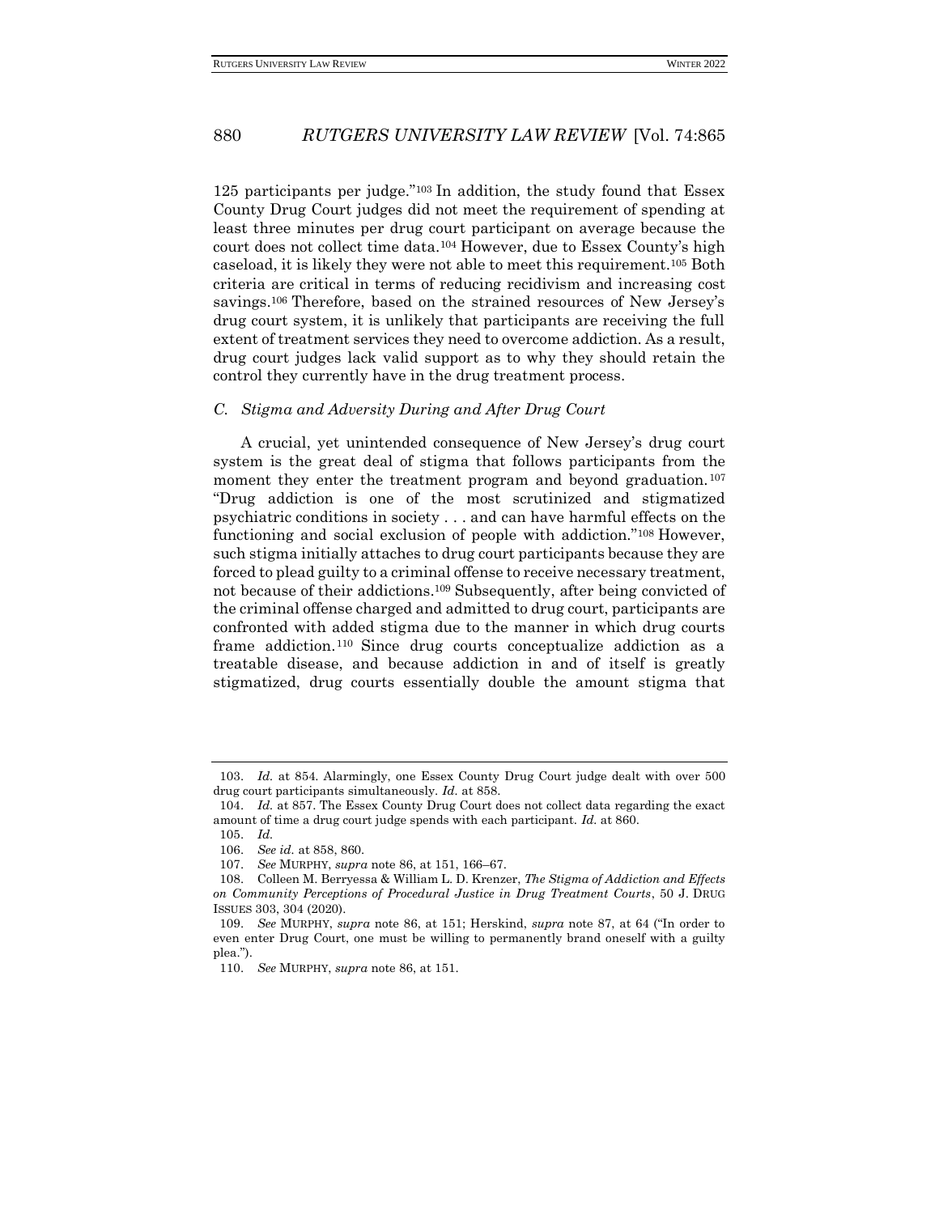125 participants per judge."[103] In addition, the study found that Essex County Drug Court judges did not meet the requirement of spending at least three minutes per drug court participant on average because the court does not collect time data.[104] However, due to Essex County's high caseload, it is likely they were not able to meet this requirement.[105] Both criteria are critical in terms of reducing recidivism and increasing cost savings.[106] Therefore, based on the strained resources of New Jersey's drug court system, it is unlikely that participants are receiving the full extent of treatment services they need to overcome addiction. As a result, drug court judges lack valid support as to why they should retain the control they currently have in the drug treatment process.

### *C. Stigma and Adversity During and After Drug Court*

A crucial, yet unintended consequence of New Jersey's drug court system is the great deal of stigma that follows participants from the moment they enter the treatment program and beyond graduation.[107] "Drug addiction is one of the most scrutinized and stigmatized psychiatric conditions in society . . . and can have harmful effects on the functioning and social exclusion of people with addiction."[108] However, such stigma initially attaches to drug court participants because they are forced to plead guilty to a criminal offense to receive necessary treatment, not because of their addictions.[109] Subsequently, after being convicted of the criminal offense charged and admitted to drug court, participants are confronted with added stigma due to the manner in which drug courts frame addiction.[110] Since drug courts conceptualize addiction as a treatable disease, and because addiction in and of itself is greatly stigmatized, drug courts essentially double the amount stigma that

---

103. *Id.* at 854. Alarmingly, one Essex County Drug Court judge dealt with over 500 drug court participants simultaneously. *Id.* at 858.

104. *Id.* at 857. The Essex County Drug Court does not collect data regarding the exact amount of time a drug court judge spends with each participant. *Id.* at 860.

105. *Id.*

106. *See id.* at 858, 860.

107. *See* MURPHY, *supra* note 86, at 151, 166–67.

108. Colleen M. Berryessa & William L. D. Krenzer, *The Stigma of Addiction and Effects on Community Perceptions of Procedural Justice in Drug Treatment Courts*, 50 J. DRUG ISSUES 303, 304 (2020).

109. *See* MURPHY, *supra* note 86, at 151; Herskind, *supra* note 87, at 64 ("In order to even enter Drug Court, one must be willing to permanently brand oneself with a guilty plea.").

110. *See* MURPHY, *supra* note 86, at 151.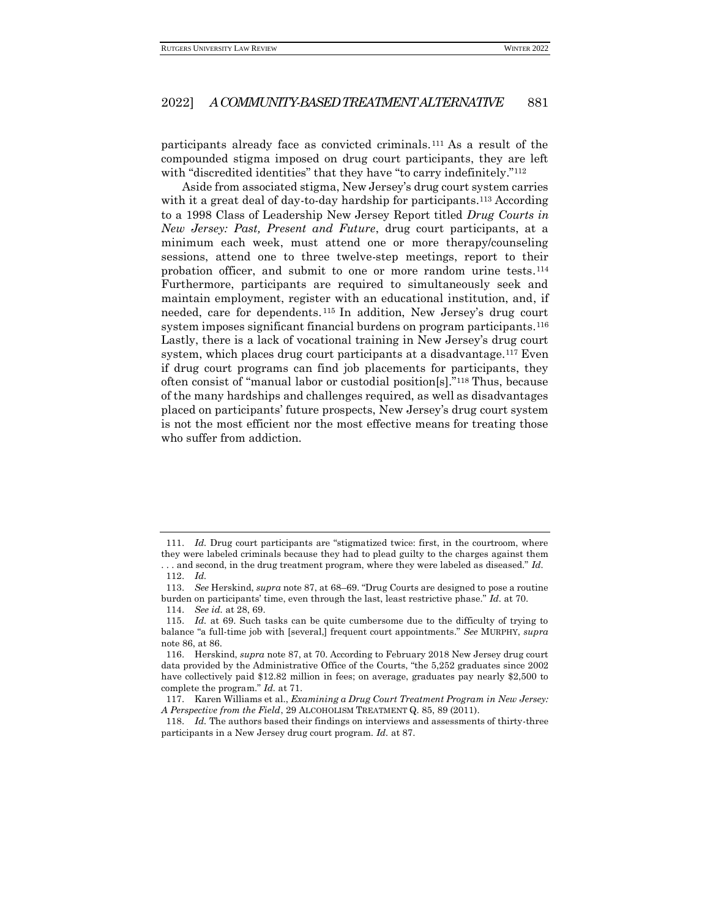participants already face as convicted criminals.[111] As a result of the compounded stigma imposed on drug court participants, they are left with "discredited identities" that they have "to carry indefinitely."[112]

Aside from associated stigma, New Jersey's drug court system carries with it a great deal of day-to-day hardship for participants.[113] According to a 1998 Class of Leadership New Jersey Report titled *Drug Courts in New Jersey: Past, Present and Future*, drug court participants, at a minimum each week, must attend one or more therapy/counseling sessions, attend one to three twelve-step meetings, report to their probation officer, and submit to one or more random urine tests.[114] Furthermore, participants are required to simultaneously seek and maintain employment, register with an educational institution, and, if needed, care for dependents.[115] In addition, New Jersey's drug court system imposes significant financial burdens on program participants.[116] Lastly, there is a lack of vocational training in New Jersey's drug court system, which places drug court participants at a disadvantage.[117] Even if drug court programs can find job placements for participants, they often consist of "manual labor or custodial position[s]."[118] Thus, because of the many hardships and challenges required, as well as disadvantages placed on participants' future prospects, New Jersey's drug court system is not the most efficient nor the most effective means for treating those who suffer from addiction.

---

111. *Id.* Drug court participants are "stigmatized twice: first, in the courtroom, where they were labeled criminals because they had to plead guilty to the charges against them . . . and second, in the drug treatment program, where they were labeled as diseased." *Id.*

112. *Id.*

113. *See* Herskind, *supra* note 87, at 68–69. "Drug Courts are designed to pose a routine burden on participants' time, even through the last, least restrictive phase." *Id.* at 70.

114. *See id.* at 28, 69.

115. *Id.* at 69. Such tasks can be quite cumbersome due to the difficulty of trying to balance "a full-time job with [several,] frequent court appointments." *See* MURPHY, *supra* note 86, at 86.

116. Herskind, *supra* note 87, at 70. According to February 2018 New Jersey drug court data provided by the Administrative Office of the Courts, "the 5,252 graduates since 2002 have collectively paid $12.82 million in fees; on average, graduates pay nearly $2,500 to complete the program." *Id.* at 71.

117. Karen Williams et al., *Examining a Drug Court Treatment Program in New Jersey: A Perspective from the Field*, 29 ALCOHOLISM TREATMENT Q. 85, 89 (2011).

118. *Id.* The authors based their findings on interviews and assessments of thirty-three participants in a New Jersey drug court program. *Id.* at 87.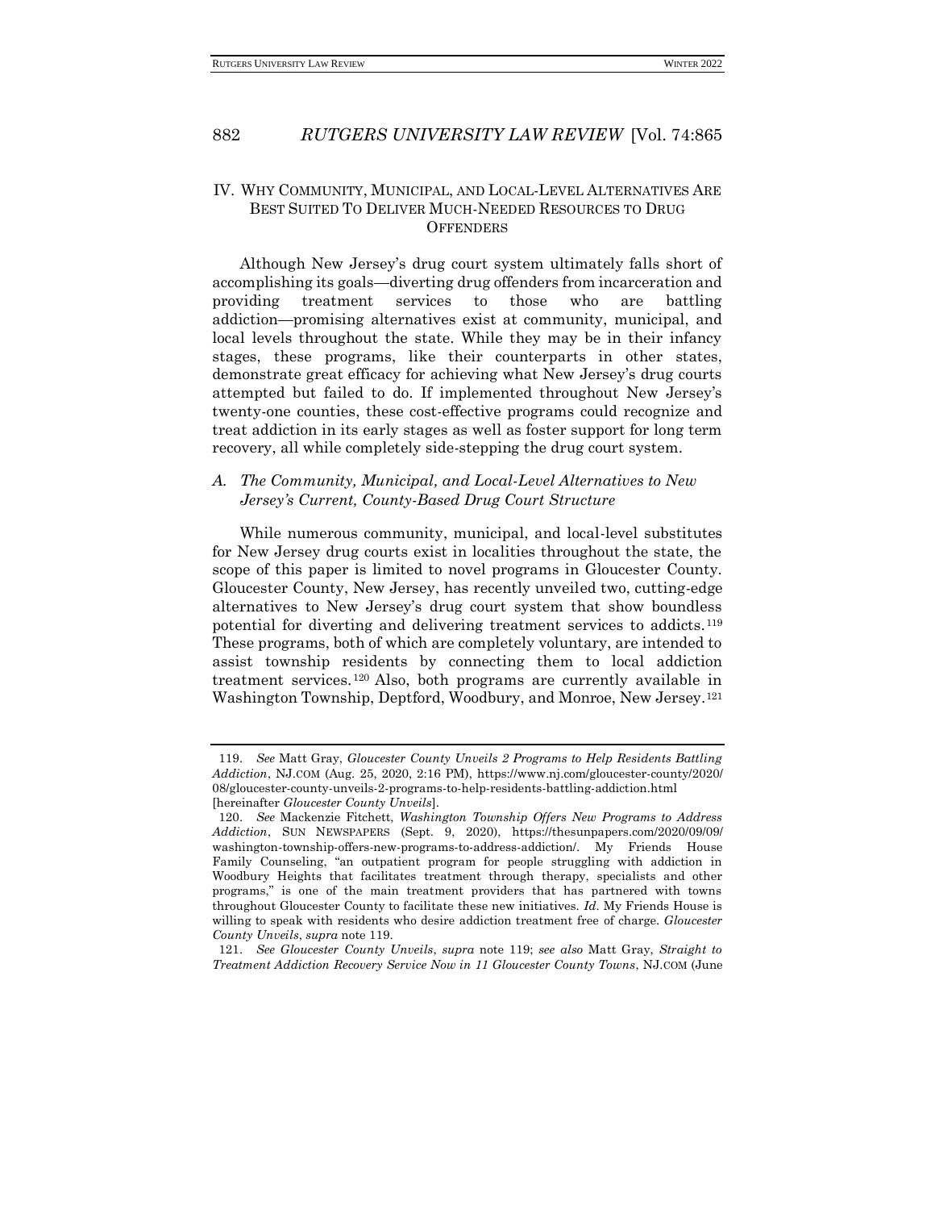## IV. WHY COMMUNITY, MUNICIPAL, AND LOCAL-LEVEL ALTERNATIVES ARE BEST SUITED TO DELIVER MUCH-NEEDED RESOURCES TO DRUG OFFENDERS

Although New Jersey's drug court system ultimately falls short of accomplishing its goals—diverting drug offenders from incarceration and providing treatment services to those who are battling addiction—promising alternatives exist at community, municipal, and local levels throughout the state. While they may be in their infancy stages, these programs, like their counterparts in other states, demonstrate great efficacy for achieving what New Jersey's drug courts attempted but failed to do. If implemented throughout New Jersey's twenty-one counties, these cost-effective programs could recognize and treat addiction in its early stages as well as foster support for long term recovery, all while completely side-stepping the drug court system.

### A. *The Community, Municipal, and Local-Level Alternatives to New Jersey's Current, County-Based Drug Court Structure*

While numerous community, municipal, and local-level substitutes for New Jersey drug courts exist in localities throughout the state, the scope of this paper is limited to novel programs in Gloucester County. Gloucester County, New Jersey, has recently unveiled two, cutting-edge alternatives to New Jersey's drug court system that show boundless potential for diverting and delivering treatment services to addicts.[119] These programs, both of which are completely voluntary, are intended to assist township residents by connecting them to local addiction treatment services.[120] Also, both programs are currently available in Washington Township, Deptford, Woodbury, and Monroe, New Jersey.[121]

---

119. *See* Matt Gray, *Gloucester County Unveils 2 Programs to Help Residents Battling Addiction*, NJ.COM (Aug. 25, 2020, 2:16 PM), https://www.nj.com/gloucester-county/2020/08/gloucester-county-unveils-2-programs-to-help-residents-battling-addiction.html [hereinafter *Gloucester County Unveils*].

120. *See* Mackenzie Fitchett, *Washington Township Offers New Programs to Address Addiction*, SUN NEWSPAPERS (Sept. 9, 2020), https://thesunpapers.com/2020/09/09/washington-township-offers-new-programs-to-address-addiction/. My Friends House Family Counseling, "an outpatient program for people struggling with addiction in Woodbury Heights that facilitates treatment through therapy, specialists and other programs," is one of the main treatment providers that has partnered with towns throughout Gloucester County to facilitate these new initiatives. *Id.* My Friends House is willing to speak with residents who desire addiction treatment free of charge. *Gloucester County Unveils*, *supra* note 119.

121. *See Gloucester County Unveils*, *supra* note 119; *see also* Matt Gray, *Straight to Treatment Addiction Recovery Service Now in 11 Gloucester County Towns*, NJ.COM (June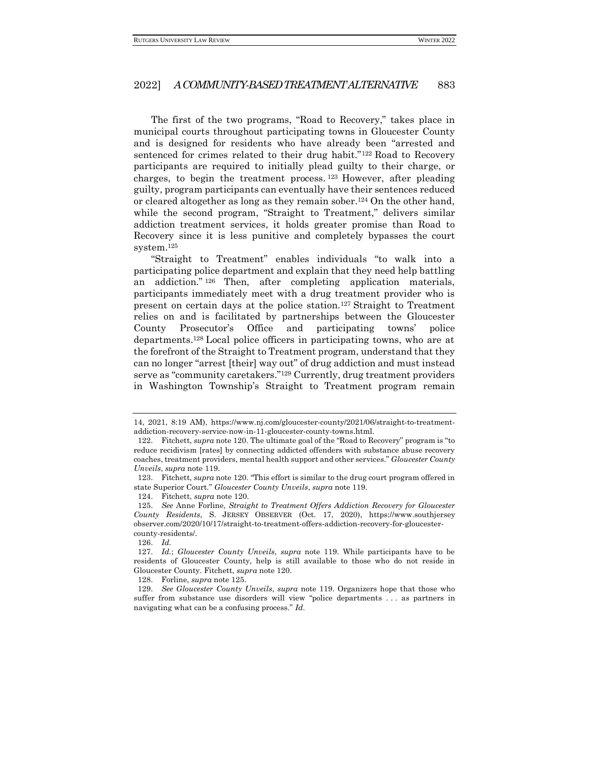The first of the two programs, "Road to Recovery," takes place in municipal courts throughout participating towns in Gloucester County and is designed for residents who have already been "arrested and sentenced for crimes related to their drug habit."[122] Road to Recovery participants are required to initially plead guilty to their charge, or charges, to begin the treatment process.[123] However, after pleading guilty, program participants can eventually have their sentences reduced or cleared altogether as long as they remain sober.[124] On the other hand, while the second program, "Straight to Treatment," delivers similar addiction treatment services, it holds greater promise than Road to Recovery since it is less punitive and completely bypasses the court system.[125]

"Straight to Treatment" enables individuals "to walk into a participating police department and explain that they need help battling an addiction."[126] Then, after completing application materials, participants immediately meet with a drug treatment provider who is present on certain days at the police station.[127] Straight to Treatment relies on and is facilitated by partnerships between the Gloucester County Prosecutor's Office and participating towns' police departments.[128] Local police officers in participating towns, who are at the forefront of the Straight to Treatment program, understand that they can no longer "arrest [their] way out" of drug addiction and must instead serve as "community caretakers."[129] Currently, drug treatment providers in Washington Township's Straight to Treatment program remain

---

14, 2021, 8:19 AM), https://www.nj.com/gloucester-county/2021/06/straight-to-treatment-addiction-recovery-service-now-in-11-gloucester-county-towns.html.

122. Fitchett, *supra* note 120. The ultimate goal of the "Road to Recovery" program is "to reduce recidivism [rates] by connecting addicted offenders with substance abuse recovery coaches, treatment providers, mental health support and other services." *Gloucester County Unveils*, *supra* note 119.

123. Fitchett, *supra* note 120. "This effort is similar to the drug court program offered in state Superior Court." *Gloucester County Unveils*, *supra* note 119.

124. Fitchett, *supra* note 120.

125. *See* Anne Forline, *Straight to Treatment Offers Addiction Recovery for Gloucester County Residents*, S. JERSEY OBSERVER (Oct. 17, 2020), https://www.southjerseyobserver.com/2020/10/17/straight-to-treatment-offers-addiction-recovery-for-gloucester-county-residents/.

126. *Id.*

127. *Id.*; *Gloucester County Unveils*, *supra* note 119. While participants have to be residents of Gloucester County, help is still available to those who do not reside in Gloucester County. Fitchett, *supra* note 120.

128. Forline, *supra* note 125.

129. *See Gloucester County Unveils*, *supra* note 119. Organizers hope that those who suffer from substance use disorders will view "police departments . . . as partners in navigating what can be a confusing process." *Id.*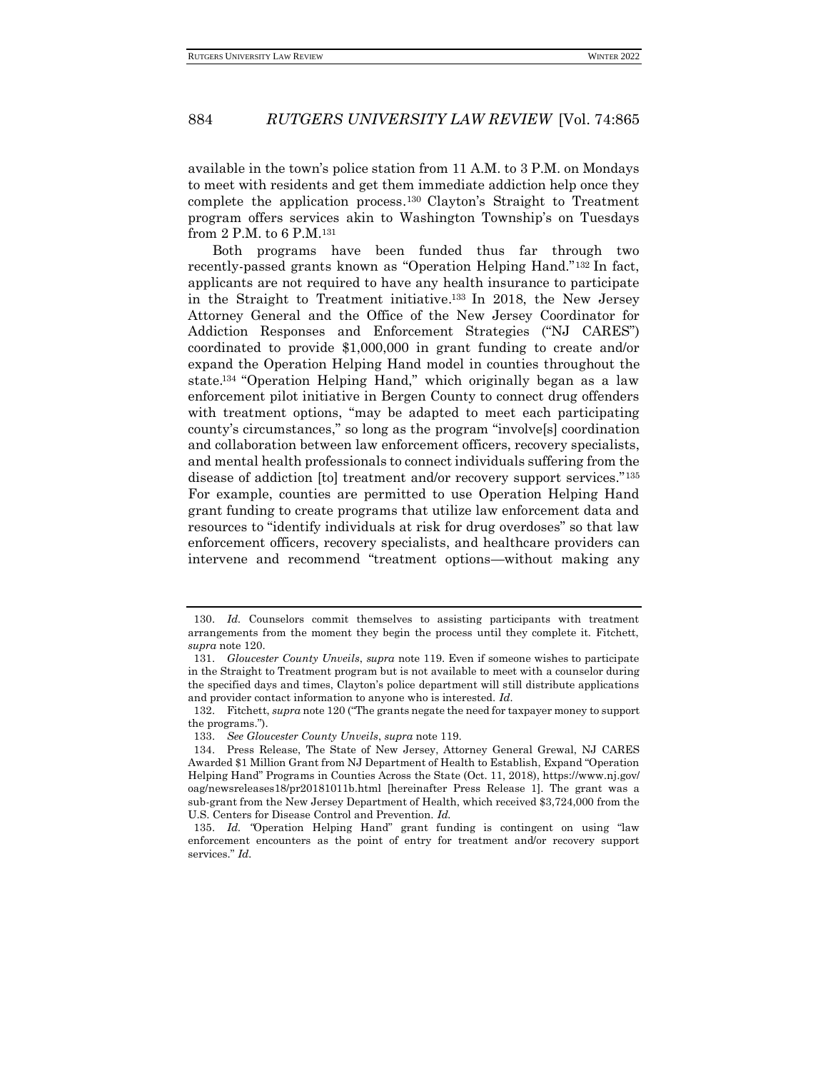available in the town's police station from 11 A.M. to 3 P.M. on Mondays to meet with residents and get them immediate addiction help once they complete the application process.[130] Clayton's Straight to Treatment program offers services akin to Washington Township's on Tuesdays from 2 P.M. to 6 P.M.[131]

Both programs have been funded thus far through two recently-passed grants known as "Operation Helping Hand."[132] In fact, applicants are not required to have any health insurance to participate in the Straight to Treatment initiative.[133] In 2018, the New Jersey Attorney General and the Office of the New Jersey Coordinator for Addiction Responses and Enforcement Strategies ("NJ CARES") coordinated to provide $1,000,000 in grant funding to create and/or expand the Operation Helping Hand model in counties throughout the state.[134] "Operation Helping Hand," which originally began as a law enforcement pilot initiative in Bergen County to connect drug offenders with treatment options, "may be adapted to meet each participating county's circumstances," so long as the program "involve[s] coordination and collaboration between law enforcement officers, recovery specialists, and mental health professionals to connect individuals suffering from the disease of addiction [to] treatment and/or recovery support services."[135] For example, counties are permitted to use Operation Helping Hand grant funding to create programs that utilize law enforcement data and resources to "identify individuals at risk for drug overdoses" so that law enforcement officers, recovery specialists, and healthcare providers can intervene and recommend "treatment options—without making any

---

130. *Id.* Counselors commit themselves to assisting participants with treatment arrangements from the moment they begin the process until they complete it. Fitchett, *supra* note 120.

131. *Gloucester County Unveils*, *supra* note 119. Even if someone wishes to participate in the Straight to Treatment program but is not available to meet with a counselor during the specified days and times, Clayton's police department will still distribute applications and provider contact information to anyone who is interested. *Id.*

132. Fitchett, *supra* note 120 ("The grants negate the need for taxpayer money to support the programs.").

133. *See Gloucester County Unveils*, *supra* note 119.

134. Press Release, The State of New Jersey, Attorney General Grewal, NJ CARES Awarded $1 Million Grant from NJ Department of Health to Establish, Expand "Operation Helping Hand" Programs in Counties Across the State (Oct. 11, 2018), https://www.nj.gov/oag/newsreleases18/pr20181011b.html [hereinafter Press Release 1]. The grant was a sub-grant from the New Jersey Department of Health, which received $3,724,000 from the U.S. Centers for Disease Control and Prevention. *Id.*

135. *Id.* "Operation Helping Hand" grant funding is contingent on using "law enforcement encounters as the point of entry for treatment and/or recovery support services." *Id.*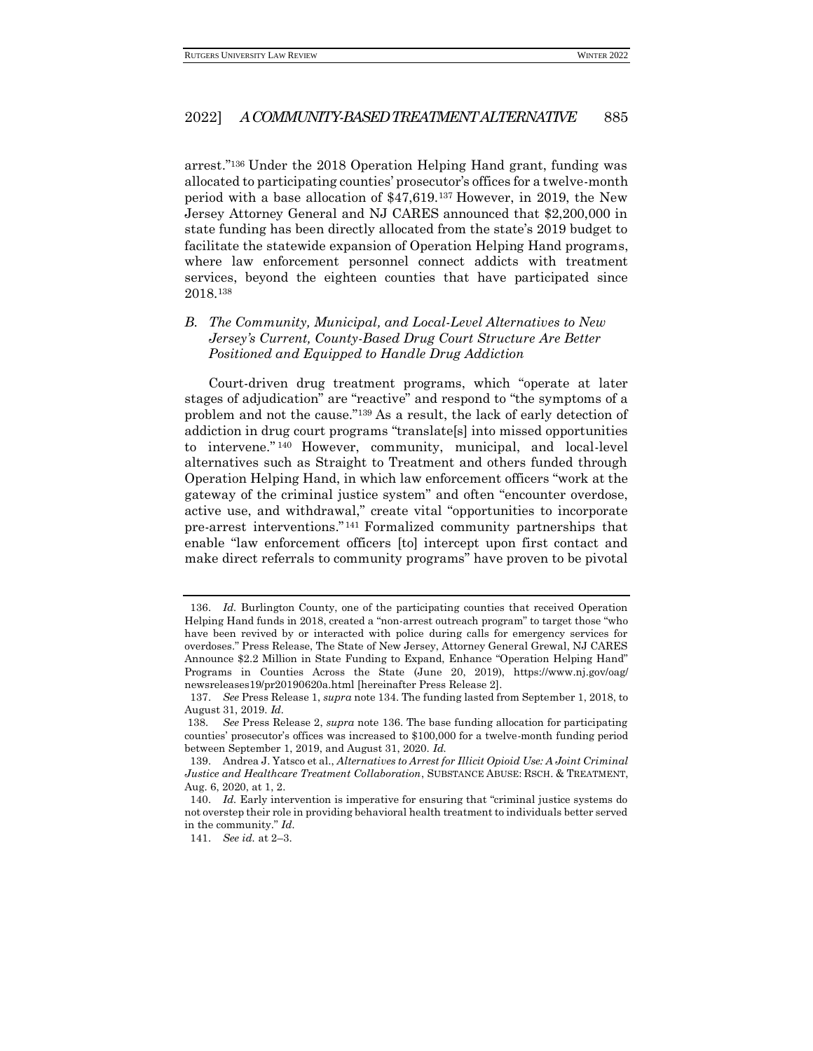arrest."[136] Under the 2018 Operation Helping Hand grant, funding was allocated to participating counties' prosecutor's offices for a twelve-month period with a base allocation of $47,619.[137] However, in 2019, the New Jersey Attorney General and NJ CARES announced that $2,200,000 in state funding has been directly allocated from the state's 2019 budget to facilitate the statewide expansion of Operation Helping Hand programs, where law enforcement personnel connect addicts with treatment services, beyond the eighteen counties that have participated since 2018.[138]

### *B. The Community, Municipal, and Local-Level Alternatives to New Jersey's Current, County-Based Drug Court Structure Are Better Positioned and Equipped to Handle Drug Addiction*

Court-driven drug treatment programs, which "operate at later stages of adjudication" are "reactive" and respond to "the symptoms of a problem and not the cause."[139] As a result, the lack of early detection of addiction in drug court programs "translate[s] into missed opportunities to intervene."[140] However, community, municipal, and local-level alternatives such as Straight to Treatment and others funded through Operation Helping Hand, in which law enforcement officers "work at the gateway of the criminal justice system" and often "encounter overdose, active use, and withdrawal," create vital "opportunities to incorporate pre-arrest interventions."[141] Formalized community partnerships that enable "law enforcement officers [to] intercept upon first contact and make direct referrals to community programs" have proven to be pivotal

---

136. *Id.* Burlington County, one of the participating counties that received Operation Helping Hand funds in 2018, created a "non-arrest outreach program" to target those "who have been revived by or interacted with police during calls for emergency services for overdoses." Press Release, The State of New Jersey, Attorney General Grewal, NJ CARES Announce $2.2 Million in State Funding to Expand, Enhance "Operation Helping Hand" Programs in Counties Across the State (June 20, 2019), https://www.nj.gov/oag/newsreleases19/pr20190620a.html [hereinafter Press Release 2].

137. *See* Press Release 1, *supra* note 134. The funding lasted from September 1, 2018, to August 31, 2019. *Id.*

138. *See* Press Release 2, *supra* note 136. The base funding allocation for participating counties' prosecutor's offices was increased to $100,000 for a twelve-month funding period between September 1, 2019, and August 31, 2020. *Id.*

139. Andrea J. Yatsco et al., *Alternatives to Arrest for Illicit Opioid Use: A Joint Criminal Justice and Healthcare Treatment Collaboration*, SUBSTANCE ABUSE: RSCH. & TREATMENT, Aug. 6, 2020, at 1, 2.

140. *Id.* Early intervention is imperative for ensuring that "criminal justice systems do not overstep their role in providing behavioral health treatment to individuals better served in the community." *Id.*

141. *See id.* at 2–3.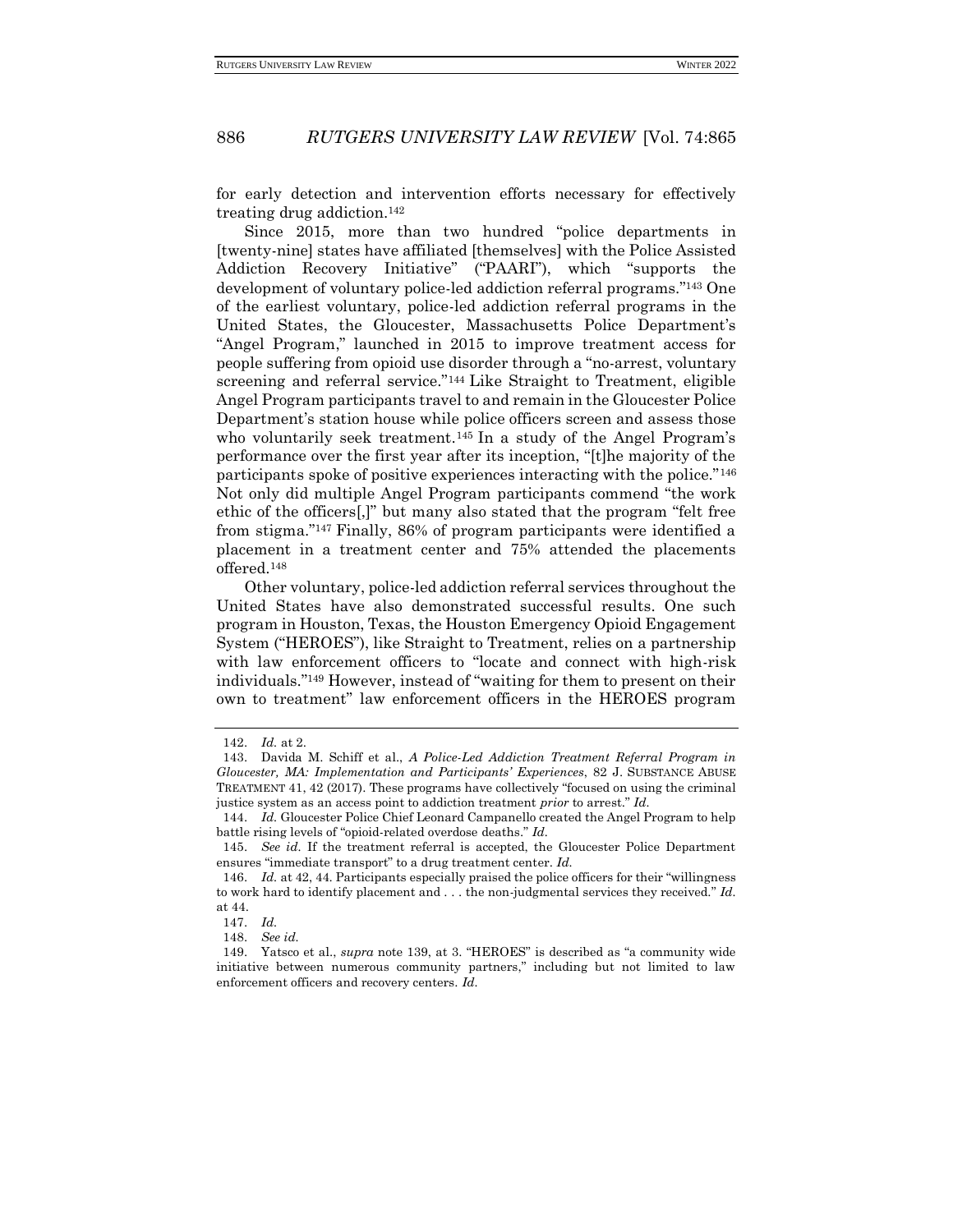for early detection and intervention efforts necessary for effectively treating drug addiction.[142]

Since 2015, more than two hundred "police departments in [twenty-nine] states have affiliated [themselves] with the Police Assisted Addiction Recovery Initiative" ("PAARI"), which "supports the development of voluntary police-led addiction referral programs."[143] One of the earliest voluntary, police-led addiction referral programs in the United States, the Gloucester, Massachusetts Police Department's "Angel Program," launched in 2015 to improve treatment access for people suffering from opioid use disorder through a "no-arrest, voluntary screening and referral service."[144] Like Straight to Treatment, eligible Angel Program participants travel to and remain in the Gloucester Police Department's station house while police officers screen and assess those who voluntarily seek treatment.[145] In a study of the Angel Program's performance over the first year after its inception, "[t]he majority of the participants spoke of positive experiences interacting with the police."[146] Not only did multiple Angel Program participants commend "the work ethic of the officers[,]" but many also stated that the program "felt free from stigma."[147] Finally, 86% of program participants were identified a placement in a treatment center and 75% attended the placements offered.[148]

Other voluntary, police-led addiction referral services throughout the United States have also demonstrated successful results. One such program in Houston, Texas, the Houston Emergency Opioid Engagement System ("HEROES"), like Straight to Treatment, relies on a partnership with law enforcement officers to "locate and connect with high-risk individuals."[149] However, instead of "waiting for them to present on their own to treatment" law enforcement officers in the HEROES program

---

142. *Id.* at 2.

143. Davida M. Schiff et al., *A Police-Led Addiction Treatment Referral Program in Gloucester, MA: Implementation and Participants' Experiences*, 82 J. SUBSTANCE ABUSE TREATMENT 41, 42 (2017). These programs have collectively "focused on using the criminal justice system as an access point to addiction treatment *prior* to arrest." *Id.*

144. *Id.* Gloucester Police Chief Leonard Campanello created the Angel Program to help battle rising levels of "opioid-related overdose deaths." *Id.*

145. *See id.* If the treatment referral is accepted, the Gloucester Police Department ensures "immediate transport" to a drug treatment center. *Id.*

146. *Id.* at 42, 44. Participants especially praised the police officers for their "willingness to work hard to identify placement and . . . the non-judgmental services they received." *Id.* at 44.

147. *Id.*

148. *See id.*

149. Yatsco et al., *supra* note 139, at 3. "HEROES" is described as "a community wide initiative between numerous community partners," including but not limited to law enforcement officers and recovery centers. *Id.*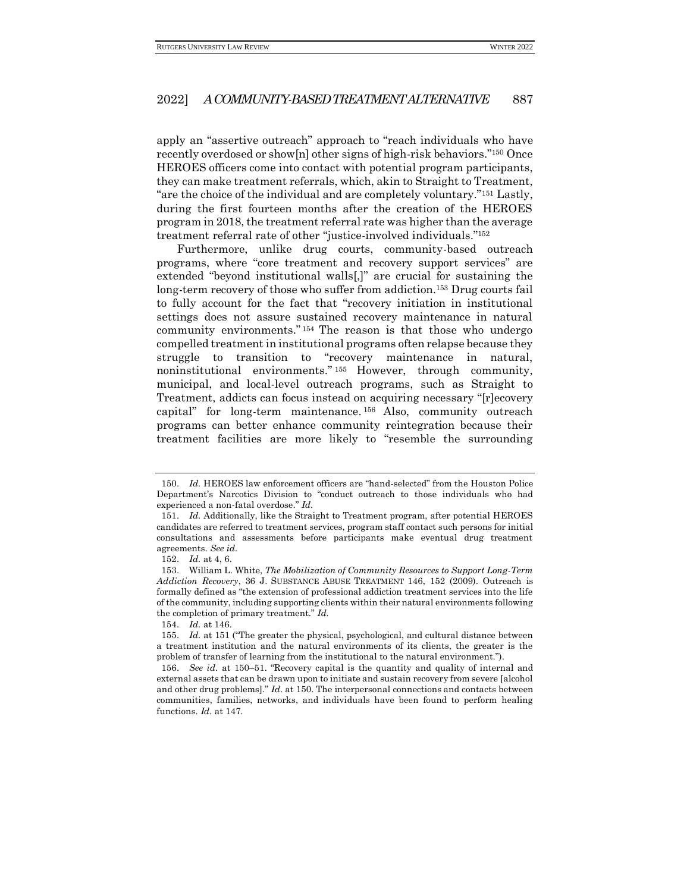apply an "assertive outreach" approach to "reach individuals who have recently overdosed or show[n] other signs of high-risk behaviors."[150] Once HEROES officers come into contact with potential program participants, they can make treatment referrals, which, akin to Straight to Treatment, "are the choice of the individual and are completely voluntary."[151] Lastly, during the first fourteen months after the creation of the HEROES program in 2018, the treatment referral rate was higher than the average treatment referral rate of other "justice-involved individuals."[152]

Furthermore, unlike drug courts, community-based outreach programs, where "core treatment and recovery support services" are extended "beyond institutional walls[,]" are crucial for sustaining the long-term recovery of those who suffer from addiction.[153] Drug courts fail to fully account for the fact that "recovery initiation in institutional settings does not assure sustained recovery maintenance in natural community environments."[154] The reason is that those who undergo compelled treatment in institutional programs often relapse because they struggle to transition to "recovery maintenance in natural, noninstitutional environments."[155] However, through community, municipal, and local-level outreach programs, such as Straight to Treatment, addicts can focus instead on acquiring necessary "[r]ecovery capital" for long-term maintenance.[156] Also, community outreach programs can better enhance community reintegration because their treatment facilities are more likely to "resemble the surrounding

---

150. *Id.* HEROES law enforcement officers are "hand-selected" from the Houston Police Department's Narcotics Division to "conduct outreach to those individuals who had experienced a non-fatal overdose." *Id.*

151. *Id.* Additionally, like the Straight to Treatment program, after potential HEROES candidates are referred to treatment services, program staff contact such persons for initial consultations and assessments before participants make eventual drug treatment agreements. *See id.*

152. *Id.* at 4, 6.

153. William L. White, *The Mobilization of Community Resources to Support Long-Term Addiction Recovery*, 36 J. SUBSTANCE ABUSE TREATMENT 146, 152 (2009). Outreach is formally defined as "the extension of professional addiction treatment services into the life of the community, including supporting clients within their natural environments following the completion of primary treatment." *Id.*

154. *Id.* at 146.

155. *Id.* at 151 ("The greater the physical, psychological, and cultural distance between a treatment institution and the natural environments of its clients, the greater is the problem of transfer of learning from the institutional to the natural environment.").

156. *See id.* at 150–51. "Recovery capital is the quantity and quality of internal and external assets that can be drawn upon to initiate and sustain recovery from severe [alcohol and other drug problems]." *Id.* at 150. The interpersonal connections and contacts between communities, families, networks, and individuals have been found to perform healing functions. *Id.* at 147.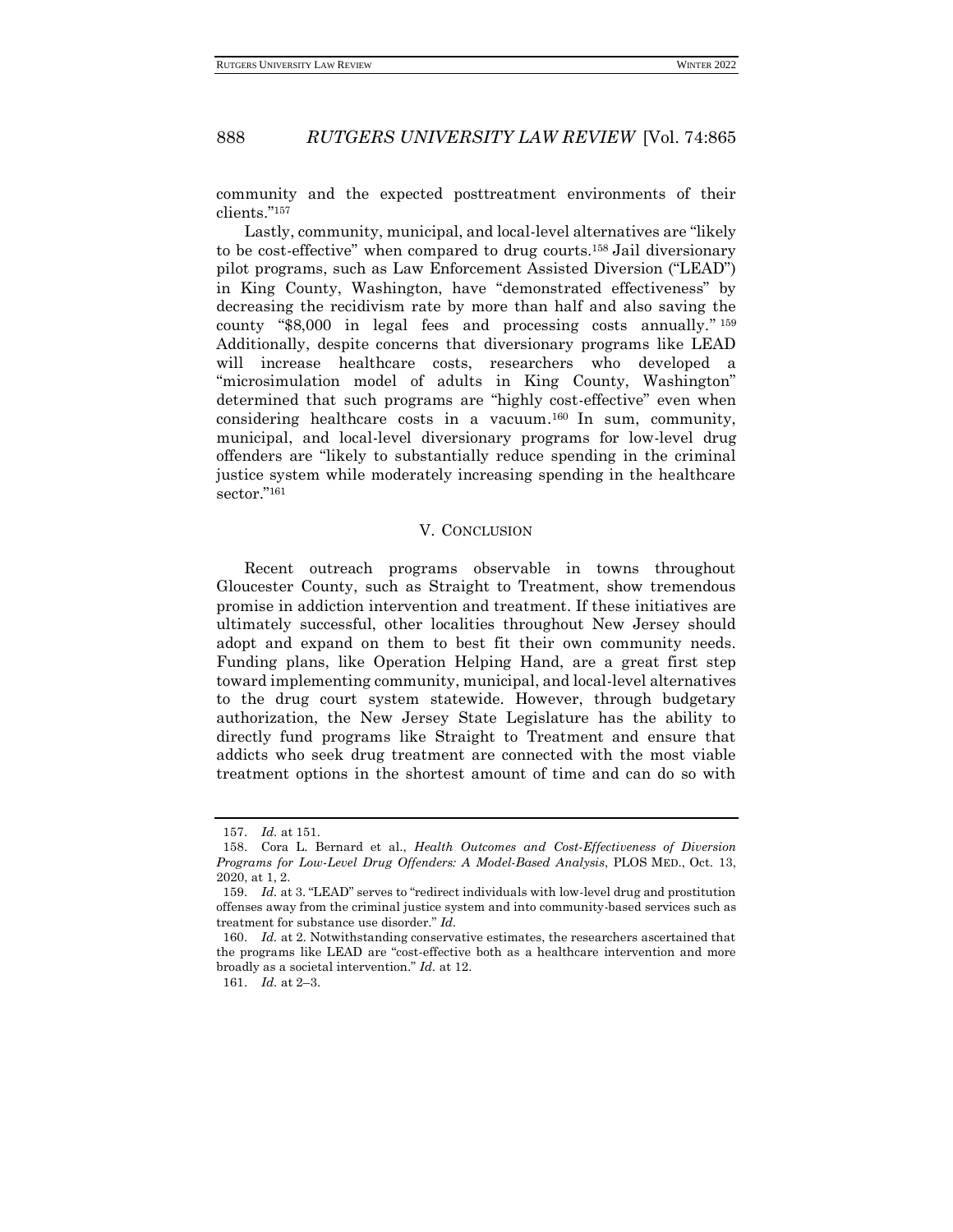community and the expected posttreatment environments of their clients."[157]

Lastly, community, municipal, and local-level alternatives are "likely to be cost-effective" when compared to drug courts.[158] Jail diversionary pilot programs, such as Law Enforcement Assisted Diversion ("LEAD") in King County, Washington, have "demonstrated effectiveness" by decreasing the recidivism rate by more than half and also saving the county "$8,000 in legal fees and processing costs annually."[159] Additionally, despite concerns that diversionary programs like LEAD will increase healthcare costs, researchers who developed a "microsimulation model of adults in King County, Washington" determined that such programs are "highly cost-effective" even when considering healthcare costs in a vacuum.[160] In sum, community, municipal, and local-level diversionary programs for low-level drug offenders are "likely to substantially reduce spending in the criminal justice system while moderately increasing spending in the healthcare sector."[161]

## V. CONCLUSION

Recent outreach programs observable in towns throughout Gloucester County, such as Straight to Treatment, show tremendous promise in addiction intervention and treatment. If these initiatives are ultimately successful, other localities throughout New Jersey should adopt and expand on them to best fit their own community needs. Funding plans, like Operation Helping Hand, are a great first step toward implementing community, municipal, and local-level alternatives to the drug court system statewide. However, through budgetary authorization, the New Jersey State Legislature has the ability to directly fund programs like Straight to Treatment and ensure that addicts who seek drug treatment are connected with the most viable treatment options in the shortest amount of time and can do so with

---

157. *Id.* at 151.

158. Cora L. Bernard et al., *Health Outcomes and Cost-Effectiveness of Diversion Programs for Low-Level Drug Offenders: A Model-Based Analysis*, PLOS MED., Oct. 13, 2020, at 1, 2.

159. *Id.* at 3. "LEAD" serves to "redirect individuals with low-level drug and prostitution offenses away from the criminal justice system and into community-based services such as treatment for substance use disorder." *Id.*

160. *Id.* at 2. Notwithstanding conservative estimates, the researchers ascertained that the programs like LEAD are "cost-effective both as a healthcare intervention and more broadly as a societal intervention." *Id.* at 12.

161. *Id.* at 2–3.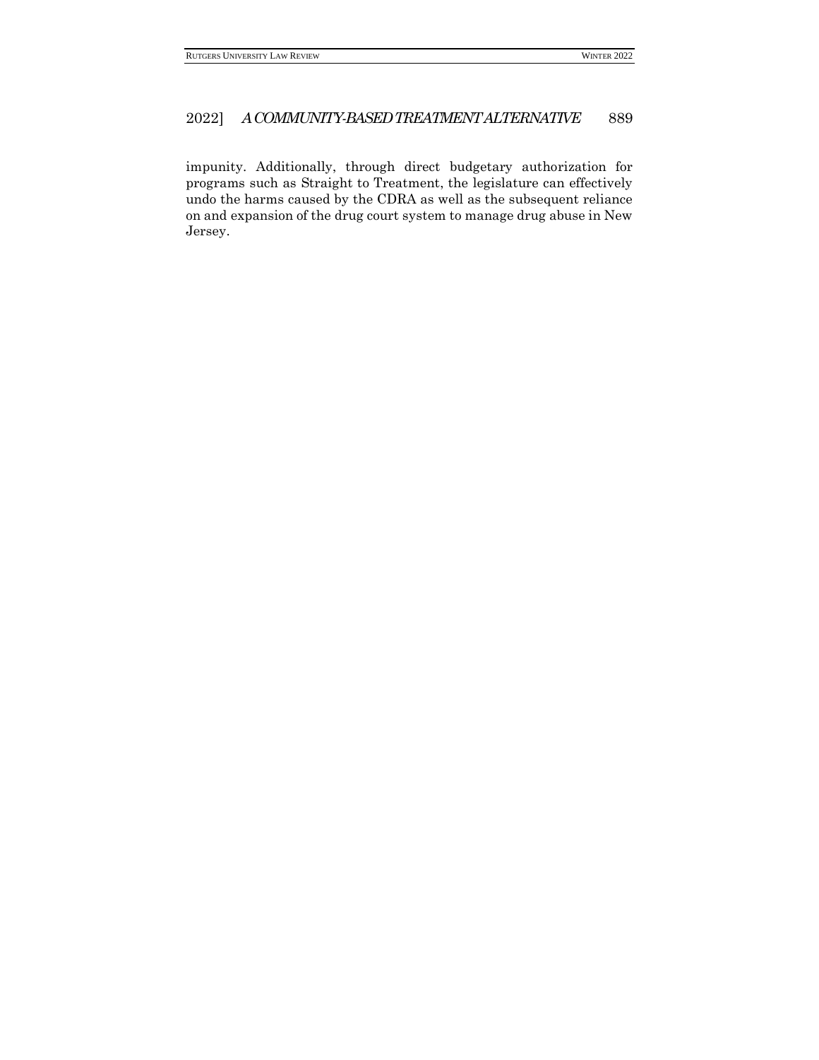impunity. Additionally, through direct budgetary authorization for programs such as Straight to Treatment, the legislature can effectively undo the harms caused by the CDRA as well as the subsequent reliance on and expansion of the drug court system to manage drug abuse in New Jersey.